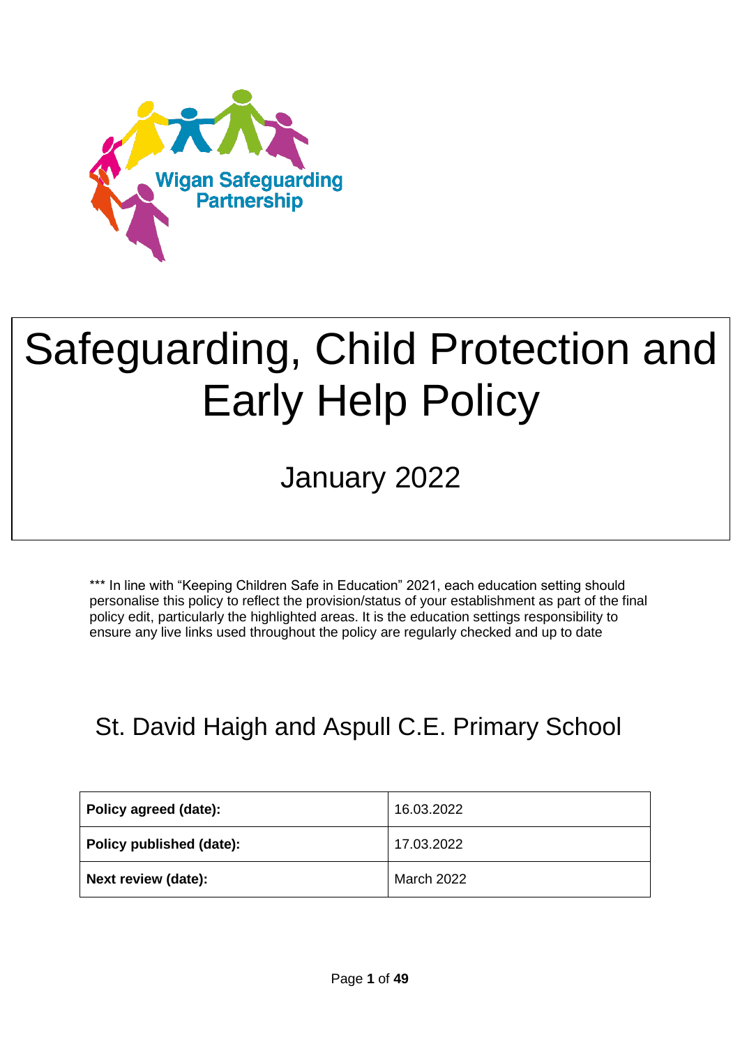Wigan Safeguarding Partnership

# Safeguarding, Child Protection and Early Help Policy

## January 2022

*** In line with "Keeping Children Safe in Education" 2021, each education setting should personalise this policy to reflect the provision/status of your establishment as part of the final policy edit, particularly the highlighted areas. It is the education settings responsibility to ensure any live links used throughout the policy are regularly checked and up to date

## St. David Haigh and Aspull C.E. Primary School

| **Policy agreed (date):** | 16.03.2022 |
|---|---|
| **Policy published (date):** | 17.03.2022 |
| **Next review (date):** | March 2022 |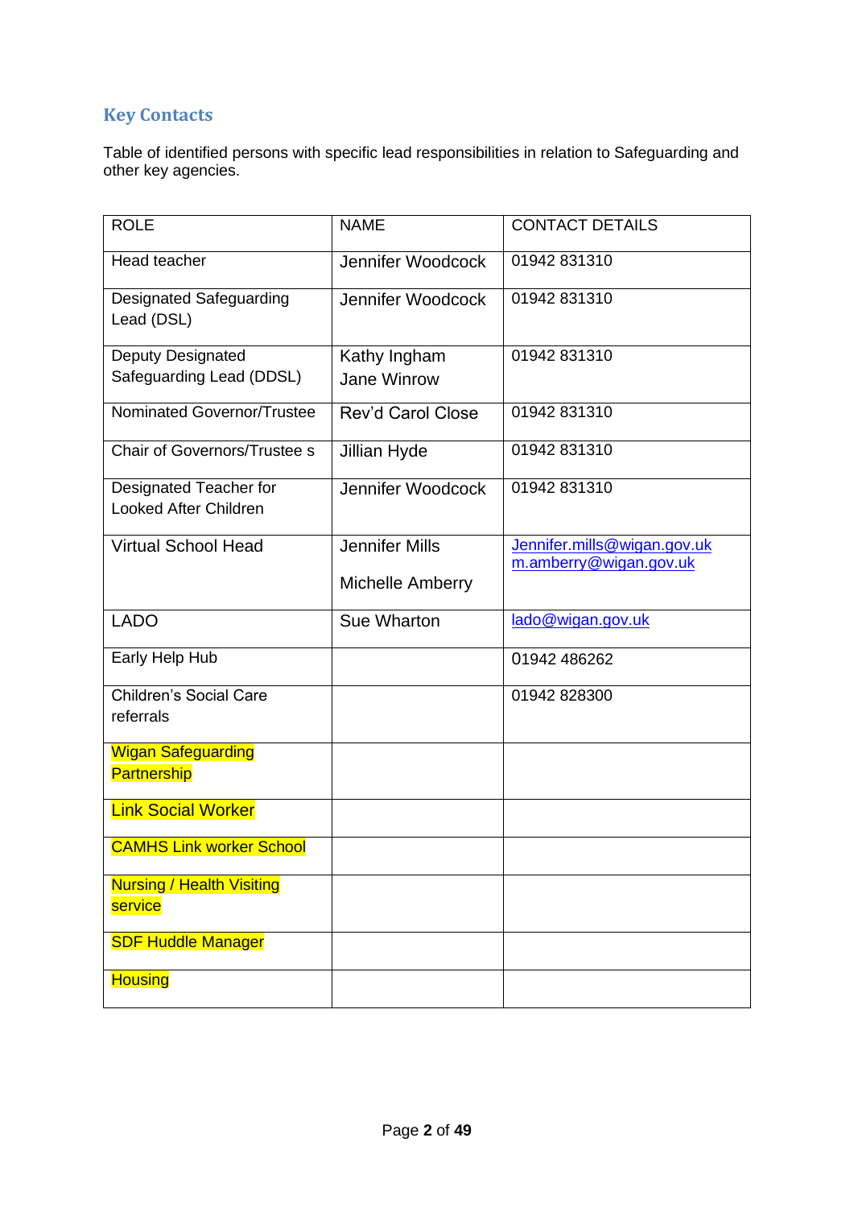## Key Contacts

Table of identified persons with specific lead responsibilities in relation to Safeguarding and other key agencies.

| ROLE | NAME | CONTACT DETAILS |
|---|---|---|
| Head teacher | Jennifer Woodcock | 01942 831310 |
| Designated Safeguarding Lead (DSL) | Jennifer Woodcock | 01942 831310 |
| Deputy Designated Safeguarding Lead (DDSL) | Kathy Ingham<br>Jane Winrow | 01942 831310 |
| Nominated Governor/Trustee | Rev'd Carol Close | 01942 831310 |
| Chair of Governors/Trustee s | Jillian Hyde | 01942 831310 |
| Designated Teacher for Looked After Children | Jennifer Woodcock | 01942 831310 |
| Virtual School Head | Jennifer Mills<br>Michelle Amberry | Jennifer.mills@wigan.gov.uk<br>m.amberry@wigan.gov.uk |
| LADO | Sue Wharton | lado@wigan.gov.uk |
| Early Help Hub | | 01942 486262 |
| Children's Social Care referrals | | 01942 828300 |
| Wigan Safeguarding Partnership | | |
| Link Social Worker | | |
| CAMHS Link worker School | | |
| Nursing / Health Visiting service | | |
| SDF Huddle Manager | | |
| Housing | | |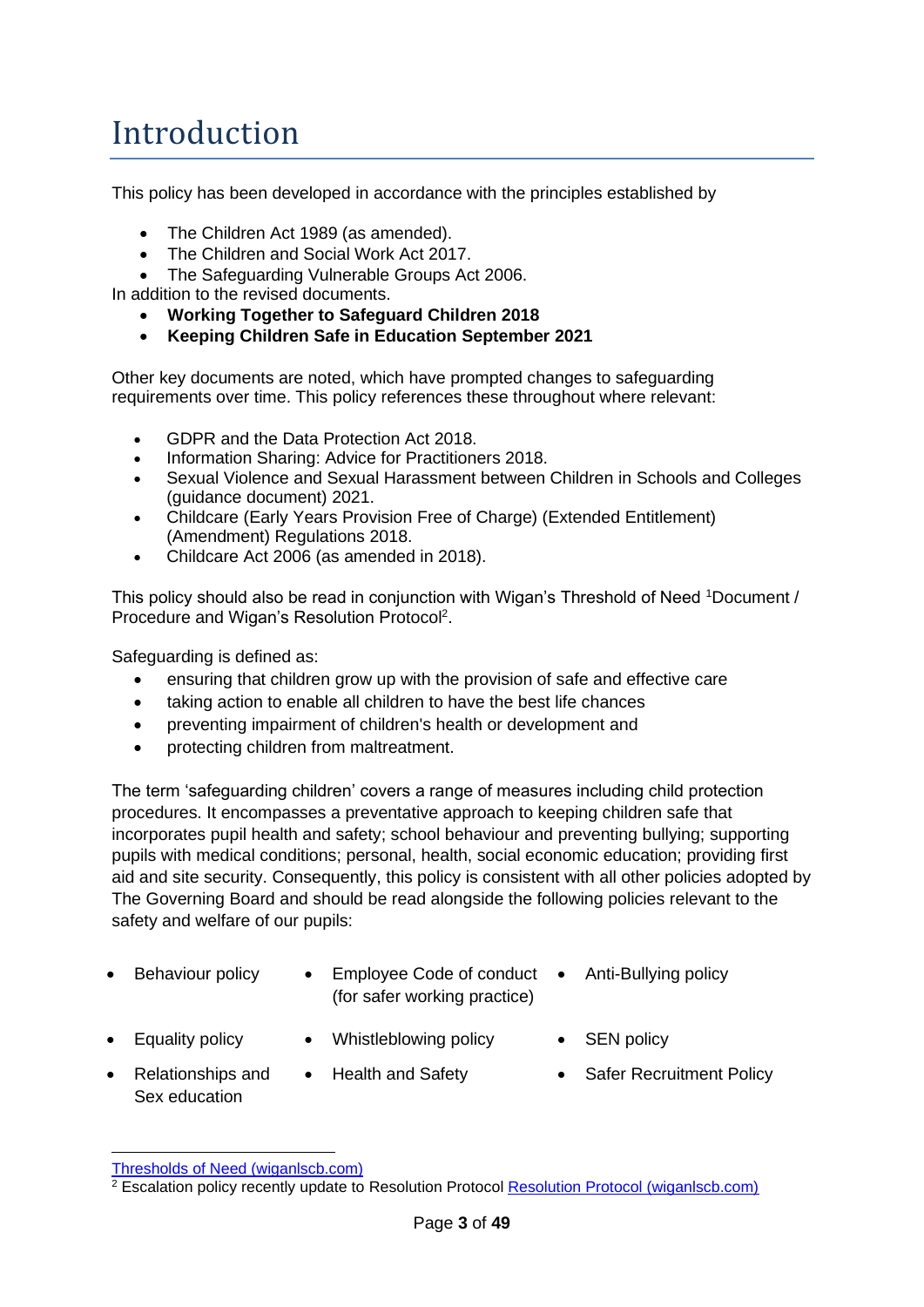# Introduction

This policy has been developed in accordance with the principles established by

- The Children Act 1989 (as amended).
- The Children and Social Work Act 2017.
- The Safeguarding Vulnerable Groups Act 2006.

In addition to the revised documents.

- **Working Together to Safeguard Children 2018**
- **Keeping Children Safe in Education September 2021**

Other key documents are noted, which have prompted changes to safeguarding requirements over time. This policy references these throughout where relevant:

- GDPR and the Data Protection Act 2018.
- Information Sharing: Advice for Practitioners 2018.
- Sexual Violence and Sexual Harassment between Children in Schools and Colleges (guidance document) 2021.
- Childcare (Early Years Provision Free of Charge) (Extended Entitlement) (Amendment) Regulations 2018.
- Childcare Act 2006 (as amended in 2018).

This policy should also be read in conjunction with Wigan's Threshold of Need [1]Document / Procedure and Wigan's Resolution Protocol[2].

Safeguarding is defined as:

- ensuring that children grow up with the provision of safe and effective care
- taking action to enable all children to have the best life chances
- preventing impairment of children's health or development and
- protecting children from maltreatment.

The term 'safeguarding children' covers a range of measures including child protection procedures. It encompasses a preventative approach to keeping children safe that incorporates pupil health and safety; school behaviour and preventing bullying; supporting pupils with medical conditions; personal, health, social economic education; providing first aid and site security. Consequently, this policy is consistent with all other policies adopted by The Governing Board and should be read alongside the following policies relevant to the safety and welfare of our pupils:

- Behaviour policy
- Employee Code of conduct (for safer working practice)
- Anti-Bullying policy
- Equality policy
- Whistleblowing policy
- SEN policy
- Relationships and Sex education
- Health and Safety
- Safer Recruitment Policy

---

[1] [Thresholds of Need (wiganlscb.com)](Thresholds of Need (wiganlscb.com))

[2] Escalation policy recently update to Resolution Protocol [Resolution Protocol (wiganlscb.com)](Resolution Protocol (wiganlscb.com))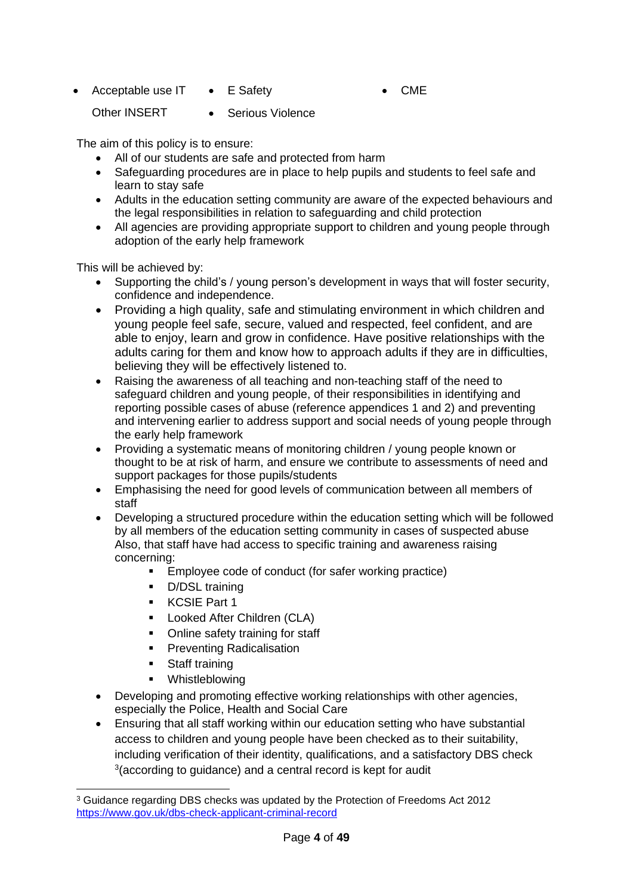- Acceptable use IT
- E Safety
- CME

Other INSERT

- Serious Violence

The aim of this policy is to ensure:

- All of our students are safe and protected from harm
- Safeguarding procedures are in place to help pupils and students to feel safe and learn to stay safe
- Adults in the education setting community are aware of the expected behaviours and the legal responsibilities in relation to safeguarding and child protection
- All agencies are providing appropriate support to children and young people through adoption of the early help framework

This will be achieved by:

- Supporting the child's / young person's development in ways that will foster security, confidence and independence.
- Providing a high quality, safe and stimulating environment in which children and young people feel safe, secure, valued and respected, feel confident, and are able to enjoy, learn and grow in confidence. Have positive relationships with the adults caring for them and know how to approach adults if they are in difficulties, believing they will be effectively listened to.
- Raising the awareness of all teaching and non-teaching staff of the need to safeguard children and young people, of their responsibilities in identifying and reporting possible cases of abuse (reference appendices 1 and 2) and preventing and intervening earlier to address support and social needs of young people through the early help framework
- Providing a systematic means of monitoring children / young people known or thought to be at risk of harm, and ensure we contribute to assessments of need and support packages for those pupils/students
- Emphasising the need for good levels of communication between all members of staff
- Developing a structured procedure within the education setting which will be followed by all members of the education setting community in cases of suspected abuse Also, that staff have had access to specific training and awareness raising concerning:
  - Employee code of conduct (for safer working practice)
  - D/DSL training
  - KCSIE Part 1
  - Looked After Children (CLA)
  - Online safety training for staff
  - Preventing Radicalisation
  - Staff training
  - Whistleblowing
- Developing and promoting effective working relationships with other agencies, especially the Police, Health and Social Care
- Ensuring that all staff working within our education setting who have substantial access to children and young people have been checked as to their suitability, including verification of their identity, qualifications, and a satisfactory DBS check [3](according to guidance) and a central record is kept for audit

[3] Guidance regarding DBS checks was updated by the Protection of Freedoms Act 2012 https://www.gov.uk/dbs-check-applicant-criminal-record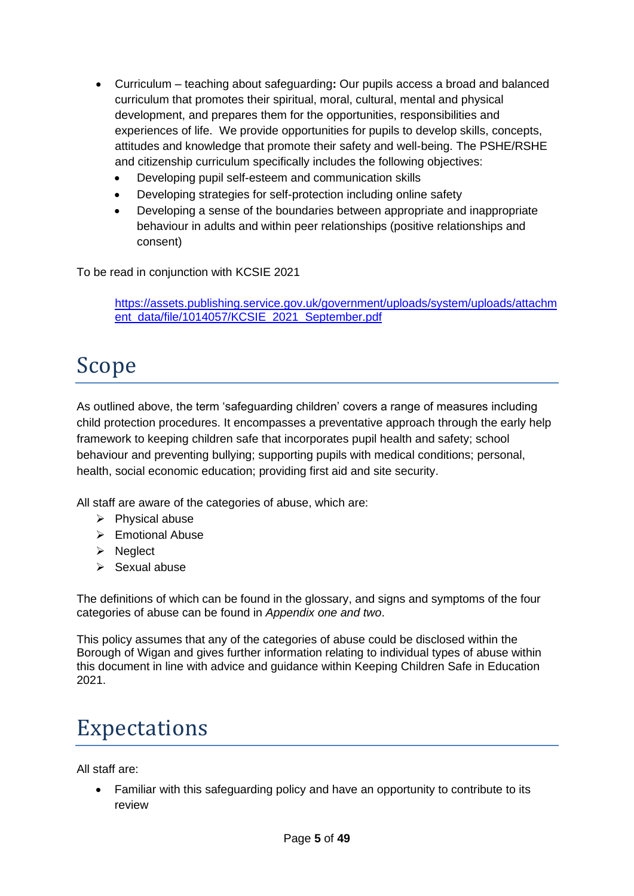- Curriculum – teaching about safeguarding**:** Our pupils access a broad and balanced curriculum that promotes their spiritual, moral, cultural, mental and physical development, and prepares them for the opportunities, responsibilities and experiences of life. We provide opportunities for pupils to develop skills, concepts, attitudes and knowledge that promote their safety and well-being. The PSHE/RSHE and citizenship curriculum specifically includes the following objectives:
    - Developing pupil self-esteem and communication skills
    - Developing strategies for self-protection including online safety
    - Developing a sense of the boundaries between appropriate and inappropriate behaviour in adults and within peer relationships (positive relationships and consent)

To be read in conjunction with KCSIE 2021

[https://assets.publishing.service.gov.uk/government/uploads/system/uploads/attachment_data/file/1014057/KCSIE_2021_September.pdf](https://assets.publishing.service.gov.uk/government/uploads/system/uploads/attachment_data/file/1014057/KCSIE_2021_September.pdf)

# Scope

As outlined above, the term 'safeguarding children' covers a range of measures including child protection procedures. It encompasses a preventative approach through the early help framework to keeping children safe that incorporates pupil health and safety; school behaviour and preventing bullying; supporting pupils with medical conditions; personal, health, social economic education; providing first aid and site security.

All staff are aware of the categories of abuse, which are:

- Physical abuse
- Emotional Abuse
- Neglect
- Sexual abuse

The definitions of which can be found in the glossary, and signs and symptoms of the four categories of abuse can be found in *Appendix one and two*.

This policy assumes that any of the categories of abuse could be disclosed within the Borough of Wigan and gives further information relating to individual types of abuse within this document in line with advice and guidance within Keeping Children Safe in Education 2021.

# Expectations

All staff are:

- Familiar with this safeguarding policy and have an opportunity to contribute to its review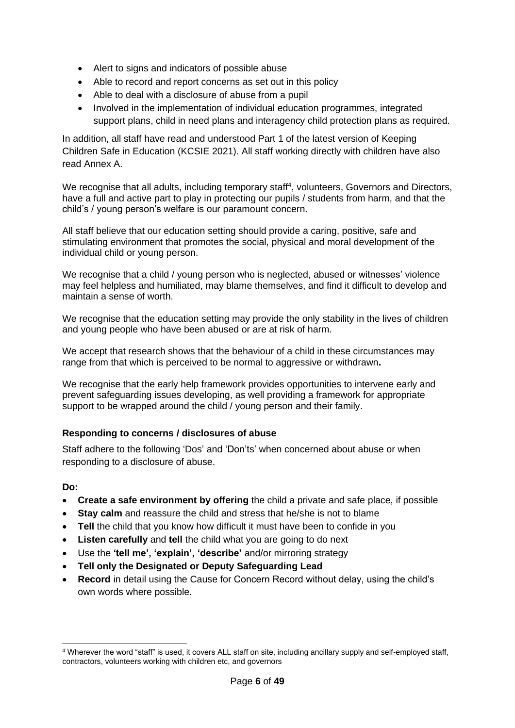- Alert to signs and indicators of possible abuse
- Able to record and report concerns as set out in this policy
- Able to deal with a disclosure of abuse from a pupil
- Involved in the implementation of individual education programmes, integrated support plans, child in need plans and interagency child protection plans as required.

In addition, all staff have read and understood Part 1 of the latest version of Keeping Children Safe in Education (KCSIE 2021). All staff working directly with children have also read Annex A.

We recognise that all adults, including temporary staff[4], volunteers, Governors and Directors, have a full and active part to play in protecting our pupils / students from harm, and that the child's / young person's welfare is our paramount concern.

All staff believe that our education setting should provide a caring, positive, safe and stimulating environment that promotes the social, physical and moral development of the individual child or young person.

We recognise that a child / young person who is neglected, abused or witnesses' violence may feel helpless and humiliated, may blame themselves, and find it difficult to develop and maintain a sense of worth.

We recognise that the education setting may provide the only stability in the lives of children and young people who have been abused or are at risk of harm.

We accept that research shows that the behaviour of a child in these circumstances may range from that which is perceived to be normal to aggressive or withdrawn**.**

We recognise that the early help framework provides opportunities to intervene early and prevent safeguarding issues developing, as well providing a framework for appropriate support to be wrapped around the child / young person and their family.

### Responding to concerns / disclosures of abuse

Staff adhere to the following 'Dos' and 'Don'ts' when concerned about abuse or when responding to a disclosure of abuse.

**Do:**

- **Create a safe environment by offering** the child a private and safe place, if possible
- **Stay calm** and reassure the child and stress that he/she is not to blame
- **Tell** the child that you know how difficult it must have been to confide in you
- **Listen carefully** and **tell** the child what you are going to do next
- Use the **'tell me', 'explain', 'describe'** and/or mirroring strategy
- **Tell only the Designated or Deputy Safeguarding Lead**
- **Record** in detail using the Cause for Concern Record without delay, using the child's own words where possible.

[4] Wherever the word "staff" is used, it covers ALL staff on site, including ancillary supply and self-employed staff, contractors, volunteers working with children etc, and governors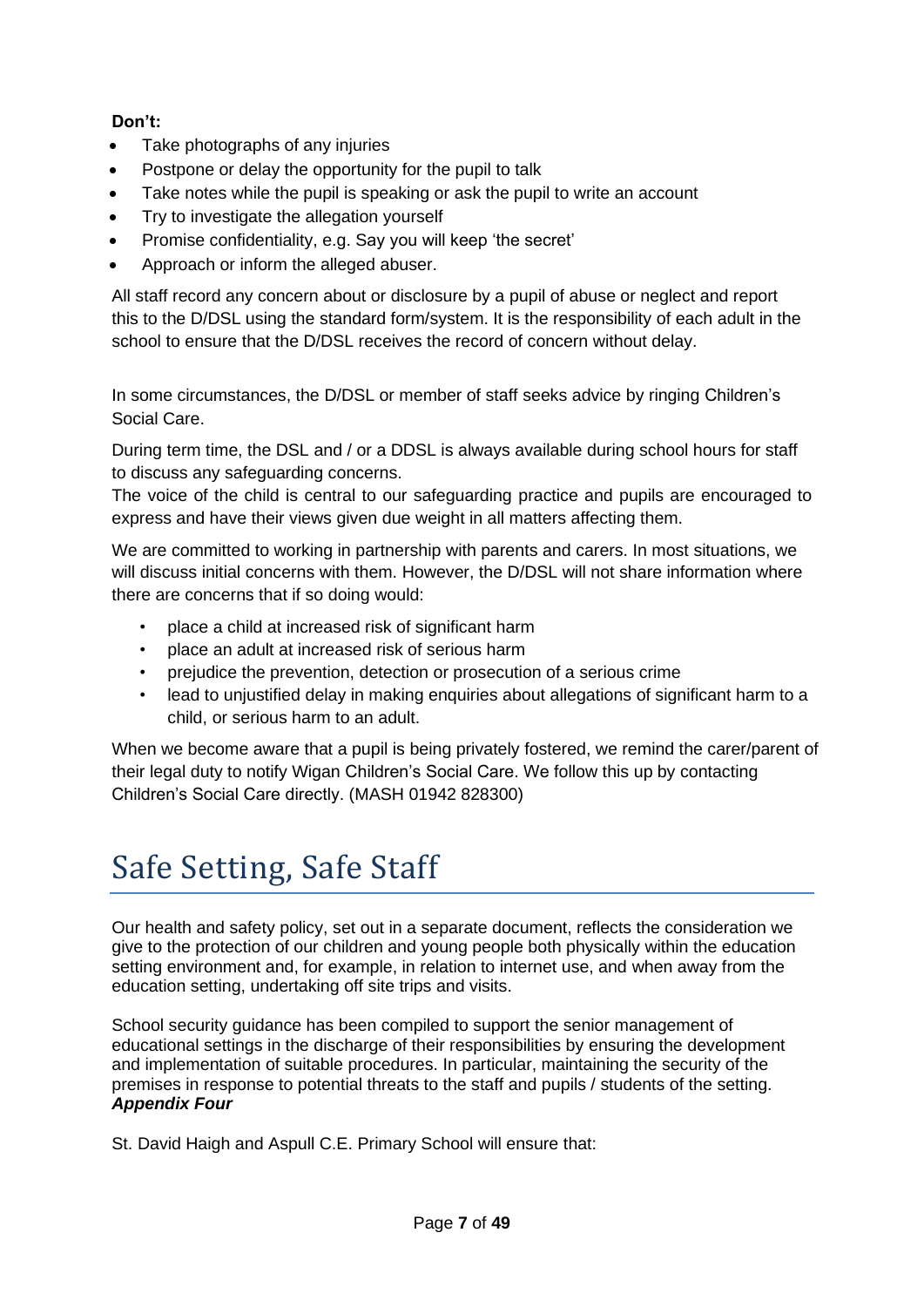**Don't:**

- Take photographs of any injuries
- Postpone or delay the opportunity for the pupil to talk
- Take notes while the pupil is speaking or ask the pupil to write an account
- Try to investigate the allegation yourself
- Promise confidentiality, e.g. Say you will keep 'the secret'
- Approach or inform the alleged abuser.

All staff record any concern about or disclosure by a pupil of abuse or neglect and report this to the D/DSL using the standard form/system. It is the responsibility of each adult in the school to ensure that the D/DSL receives the record of concern without delay.

In some circumstances, the D/DSL or member of staff seeks advice by ringing Children's Social Care.

During term time, the DSL and / or a DDSL is always available during school hours for staff to discuss any safeguarding concerns.

The voice of the child is central to our safeguarding practice and pupils are encouraged to express and have their views given due weight in all matters affecting them.

We are committed to working in partnership with parents and carers. In most situations, we will discuss initial concerns with them. However, the D/DSL will not share information where there are concerns that if so doing would:

- place a child at increased risk of significant harm
- place an adult at increased risk of serious harm
- prejudice the prevention, detection or prosecution of a serious crime
- lead to unjustified delay in making enquiries about allegations of significant harm to a child, or serious harm to an adult.

When we become aware that a pupil is being privately fostered, we remind the carer/parent of their legal duty to notify Wigan Children's Social Care. We follow this up by contacting Children's Social Care directly. (MASH 01942 828300)

# Safe Setting, Safe Staff

Our health and safety policy, set out in a separate document, reflects the consideration we give to the protection of our children and young people both physically within the education setting environment and, for example, in relation to internet use, and when away from the education setting, undertaking off site trips and visits.

School security guidance has been compiled to support the senior management of educational settings in the discharge of their responsibilities by ensuring the development and implementation of suitable procedures. In particular, maintaining the security of the premises in response to potential threats to the staff and pupils / students of the setting. ***Appendix Four***

St. David Haigh and Aspull C.E. Primary School will ensure that: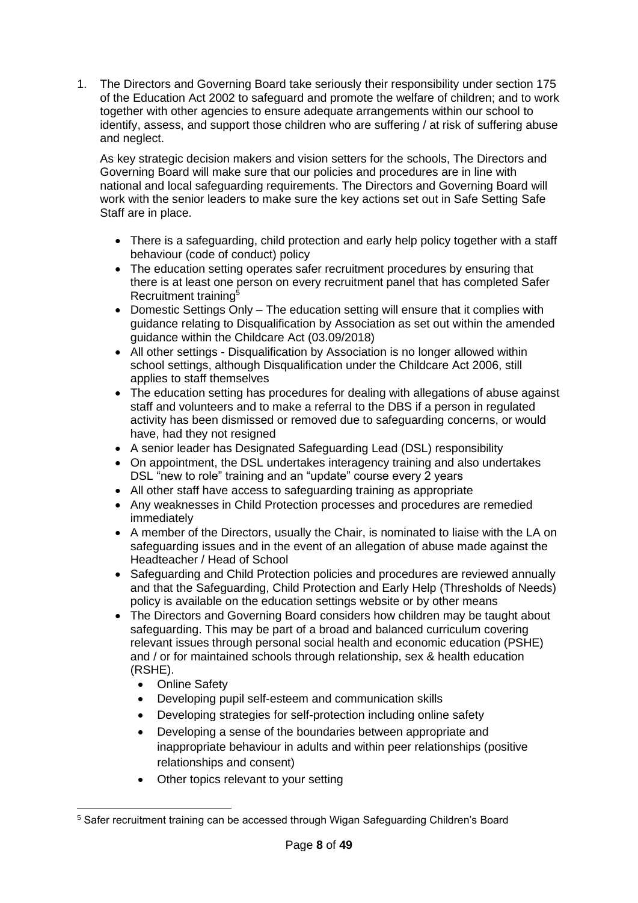1. The Directors and Governing Board take seriously their responsibility under section 175 of the Education Act 2002 to safeguard and promote the welfare of children; and to work together with other agencies to ensure adequate arrangements within our school to identify, assess, and support those children who are suffering / at risk of suffering abuse and neglect.

   As key strategic decision makers and vision setters for the schools, The Directors and Governing Board will make sure that our policies and procedures are in line with national and local safeguarding requirements. The Directors and Governing Board will work with the senior leaders to make sure the key actions set out in Safe Setting Safe Staff are in place.

   - There is a safeguarding, child protection and early help policy together with a staff behaviour (code of conduct) policy
   - The education setting operates safer recruitment procedures by ensuring that there is at least one person on every recruitment panel that has completed Safer Recruitment training[5]
   - Domestic Settings Only – The education setting will ensure that it complies with guidance relating to Disqualification by Association as set out within the amended guidance within the Childcare Act (03.09/2018)
   - All other settings - Disqualification by Association is no longer allowed within school settings, although Disqualification under the Childcare Act 2006, still applies to staff themselves
   - The education setting has procedures for dealing with allegations of abuse against staff and volunteers and to make a referral to the DBS if a person in regulated activity has been dismissed or removed due to safeguarding concerns, or would have, had they not resigned
   - A senior leader has Designated Safeguarding Lead (DSL) responsibility
   - On appointment, the DSL undertakes interagency training and also undertakes DSL "new to role" training and an "update" course every 2 years
   - All other staff have access to safeguarding training as appropriate
   - Any weaknesses in Child Protection processes and procedures are remedied immediately
   - A member of the Directors, usually the Chair, is nominated to liaise with the LA on safeguarding issues and in the event of an allegation of abuse made against the Headteacher / Head of School
   - Safeguarding and Child Protection policies and procedures are reviewed annually and that the Safeguarding, Child Protection and Early Help (Thresholds of Needs) policy is available on the education settings website or by other means
   - The Directors and Governing Board considers how children may be taught about safeguarding. This may be part of a broad and balanced curriculum covering relevant issues through personal social health and economic education (PSHE) and / or for maintained schools through relationship, sex & health education (RSHE).
     - Online Safety
     - Developing pupil self-esteem and communication skills
     - Developing strategies for self-protection including online safety
     - Developing a sense of the boundaries between appropriate and inappropriate behaviour in adults and within peer relationships (positive relationships and consent)
     - Other topics relevant to your setting

[5] Safer recruitment training can be accessed through Wigan Safeguarding Children's Board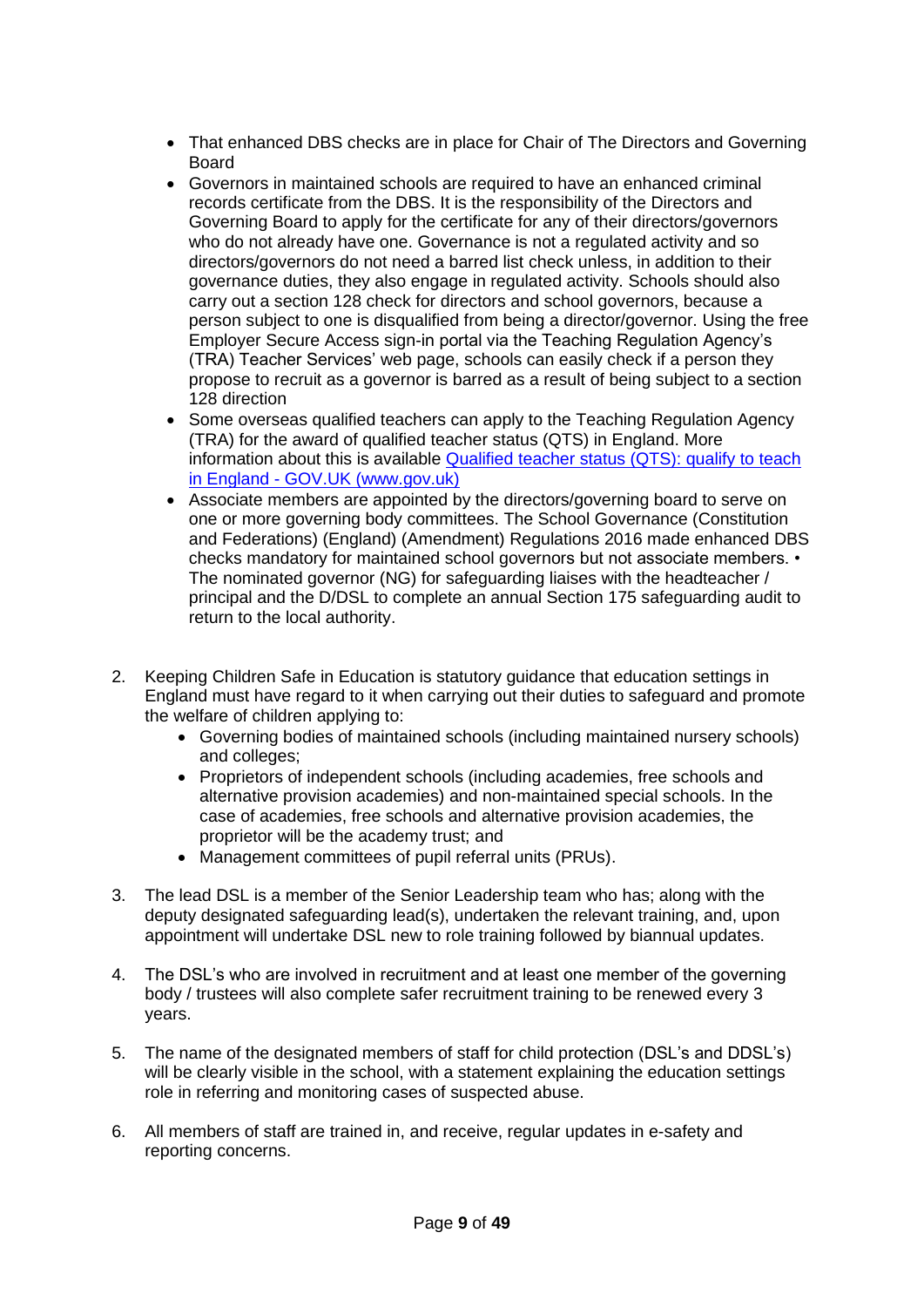- That enhanced DBS checks are in place for Chair of The Directors and Governing Board
- Governors in maintained schools are required to have an enhanced criminal records certificate from the DBS. It is the responsibility of the Directors and Governing Board to apply for the certificate for any of their directors/governors who do not already have one. Governance is not a regulated activity and so directors/governors do not need a barred list check unless, in addition to their governance duties, they also engage in regulated activity. Schools should also carry out a section 128 check for directors and school governors, because a person subject to one is disqualified from being a director/governor. Using the free Employer Secure Access sign-in portal via the Teaching Regulation Agency's (TRA) Teacher Services' web page, schools can easily check if a person they propose to recruit as a governor is barred as a result of being subject to a section 128 direction
- Some overseas qualified teachers can apply to the Teaching Regulation Agency (TRA) for the award of qualified teacher status (QTS) in England. More information about this is available [Qualified teacher status (QTS): qualify to teach in England - GOV.UK (www.gov.uk)]
- Associate members are appointed by the directors/governing board to serve on one or more governing body committees. The School Governance (Constitution and Federations) (England) (Amendment) Regulations 2016 made enhanced DBS checks mandatory for maintained school governors but not associate members. • The nominated governor (NG) for safeguarding liaises with the headteacher / principal and the D/DSL to complete an annual Section 175 safeguarding audit to return to the local authority.

2. Keeping Children Safe in Education is statutory guidance that education settings in England must have regard to it when carrying out their duties to safeguard and promote the welfare of children applying to:
   - Governing bodies of maintained schools (including maintained nursery schools) and colleges;
   - Proprietors of independent schools (including academies, free schools and alternative provision academies) and non-maintained special schools. In the case of academies, free schools and alternative provision academies, the proprietor will be the academy trust; and
   - Management committees of pupil referral units (PRUs).

3. The lead DSL is a member of the Senior Leadership team who has; along with the deputy designated safeguarding lead(s), undertaken the relevant training, and, upon appointment will undertake DSL new to role training followed by biannual updates.

4. The DSL's who are involved in recruitment and at least one member of the governing body / trustees will also complete safer recruitment training to be renewed every 3 years.

5. The name of the designated members of staff for child protection (DSL's and DDSL's) will be clearly visible in the school, with a statement explaining the education settings role in referring and monitoring cases of suspected abuse.

6. All members of staff are trained in, and receive, regular updates in e-safety and reporting concerns.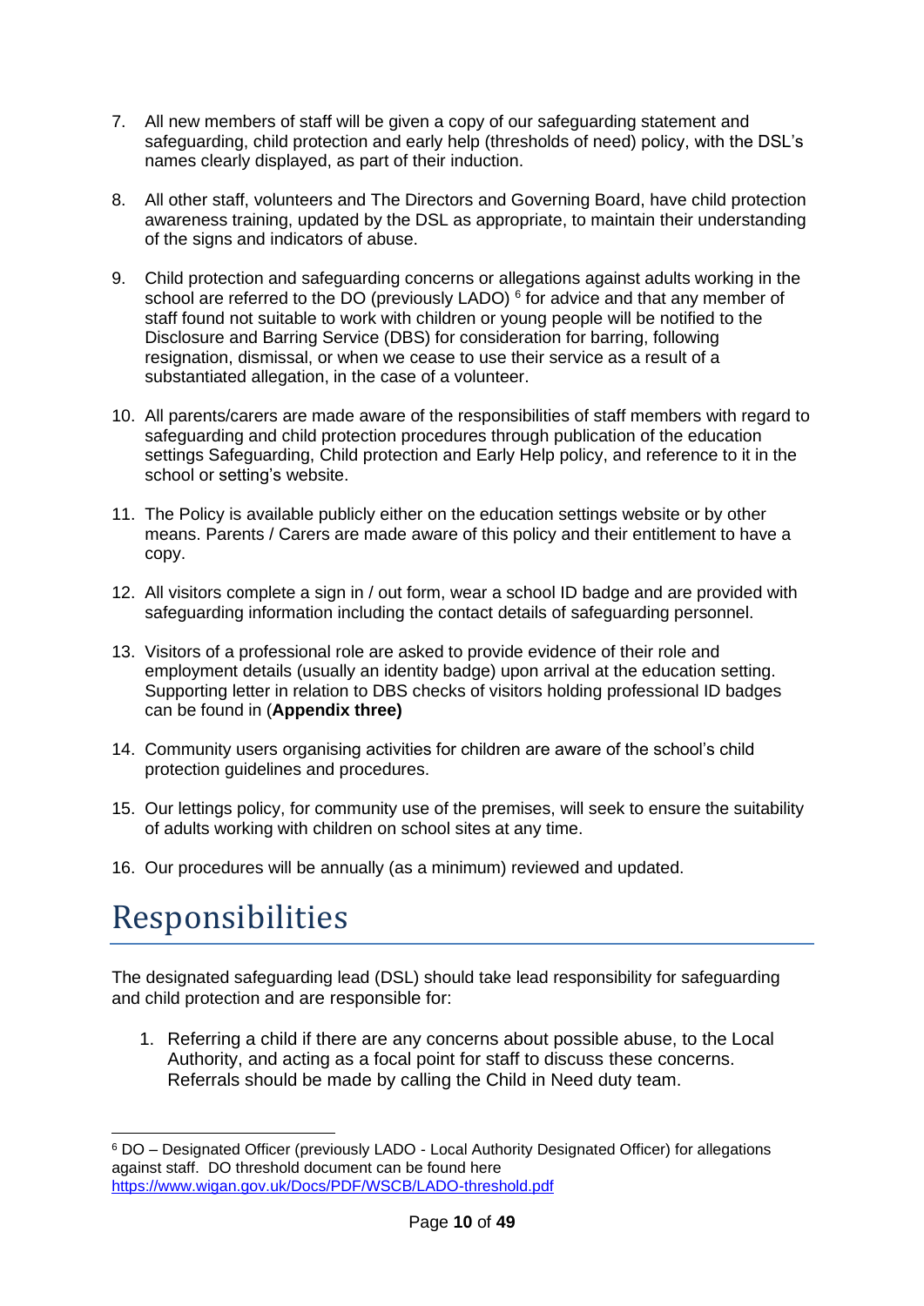7. All new members of staff will be given a copy of our safeguarding statement and safeguarding, child protection and early help (thresholds of need) policy, with the DSL's names clearly displayed, as part of their induction.

8. All other staff, volunteers and The Directors and Governing Board, have child protection awareness training, updated by the DSL as appropriate, to maintain their understanding of the signs and indicators of abuse.

9. Child protection and safeguarding concerns or allegations against adults working in the school are referred to the DO (previously LADO) [6] for advice and that any member of staff found not suitable to work with children or young people will be notified to the Disclosure and Barring Service (DBS) for consideration for barring, following resignation, dismissal, or when we cease to use their service as a result of a substantiated allegation, in the case of a volunteer.

10. All parents/carers are made aware of the responsibilities of staff members with regard to safeguarding and child protection procedures through publication of the education settings Safeguarding, Child protection and Early Help policy, and reference to it in the school or setting's website.

11. The Policy is available publicly either on the education settings website or by other means. Parents / Carers are made aware of this policy and their entitlement to have a copy.

12. All visitors complete a sign in / out form, wear a school ID badge and are provided with safeguarding information including the contact details of safeguarding personnel.

13. Visitors of a professional role are asked to provide evidence of their role and employment details (usually an identity badge) upon arrival at the education setting. Supporting letter in relation to DBS checks of visitors holding professional ID badges can be found in (**Appendix three)**

14. Community users organising activities for children are aware of the school's child protection guidelines and procedures.

15. Our lettings policy, for community use of the premises, will seek to ensure the suitability of adults working with children on school sites at any time.

16. Our procedures will be annually (as a minimum) reviewed and updated.

# Responsibilities

The designated safeguarding lead (DSL) should take lead responsibility for safeguarding and child protection and are responsible for:

1. Referring a child if there are any concerns about possible abuse, to the Local Authority, and acting as a focal point for staff to discuss these concerns. Referrals should be made by calling the Child in Need duty team.

---

[6] DO – Designated Officer (previously LADO - Local Authority Designated Officer) for allegations against staff. DO threshold document can be found here https://www.wigan.gov.uk/Docs/PDF/WSCB/LADO-threshold.pdf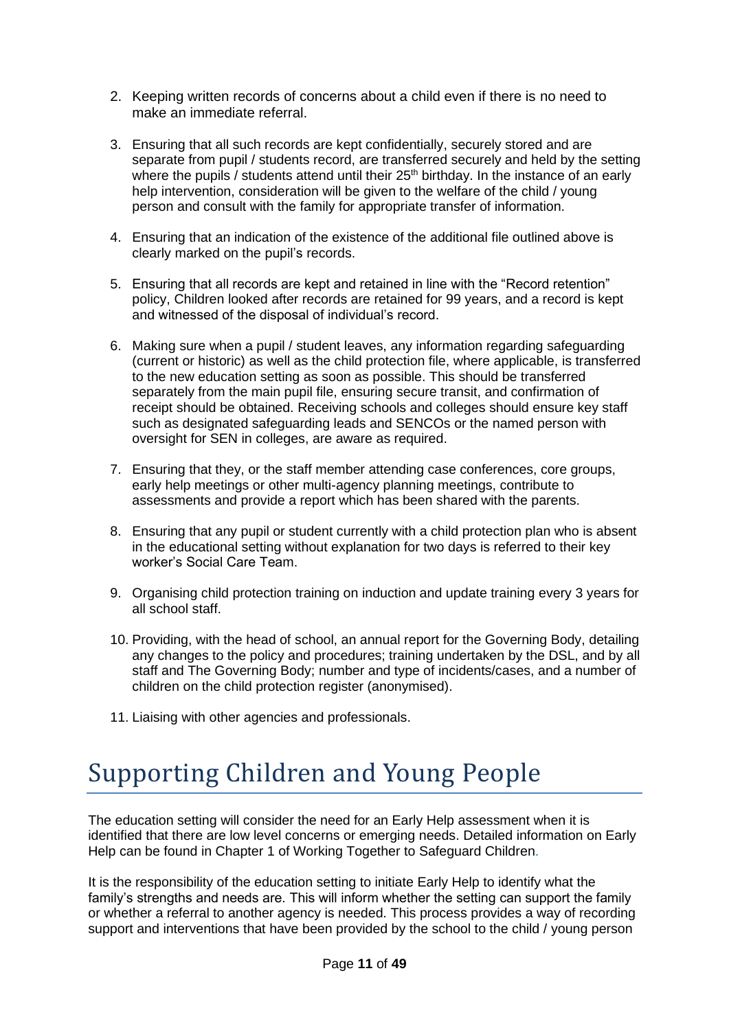2. Keeping written records of concerns about a child even if there is no need to make an immediate referral.

3. Ensuring that all such records are kept confidentially, securely stored and are separate from pupil / students record, are transferred securely and held by the setting where the pupils / students attend until their 25th birthday. In the instance of an early help intervention, consideration will be given to the welfare of the child / young person and consult with the family for appropriate transfer of information.

4. Ensuring that an indication of the existence of the additional file outlined above is clearly marked on the pupil's records.

5. Ensuring that all records are kept and retained in line with the "Record retention" policy, Children looked after records are retained for 99 years, and a record is kept and witnessed of the disposal of individual's record.

6. Making sure when a pupil / student leaves, any information regarding safeguarding (current or historic) as well as the child protection file, where applicable, is transferred to the new education setting as soon as possible. This should be transferred separately from the main pupil file, ensuring secure transit, and confirmation of receipt should be obtained. Receiving schools and colleges should ensure key staff such as designated safeguarding leads and SENCOs or the named person with oversight for SEN in colleges, are aware as required.

7. Ensuring that they, or the staff member attending case conferences, core groups, early help meetings or other multi-agency planning meetings, contribute to assessments and provide a report which has been shared with the parents.

8. Ensuring that any pupil or student currently with a child protection plan who is absent in the educational setting without explanation for two days is referred to their key worker's Social Care Team.

9. Organising child protection training on induction and update training every 3 years for all school staff.

10. Providing, with the head of school, an annual report for the Governing Body, detailing any changes to the policy and procedures; training undertaken by the DSL, and by all staff and The Governing Body; number and type of incidents/cases, and a number of children on the child protection register (anonymised).

11. Liaising with other agencies and professionals.

# Supporting Children and Young People

The education setting will consider the need for an Early Help assessment when it is identified that there are low level concerns or emerging needs. Detailed information on Early Help can be found in Chapter 1 of Working Together to Safeguard Children.

It is the responsibility of the education setting to initiate Early Help to identify what the family's strengths and needs are. This will inform whether the setting can support the family or whether a referral to another agency is needed. This process provides a way of recording support and interventions that have been provided by the school to the child / young person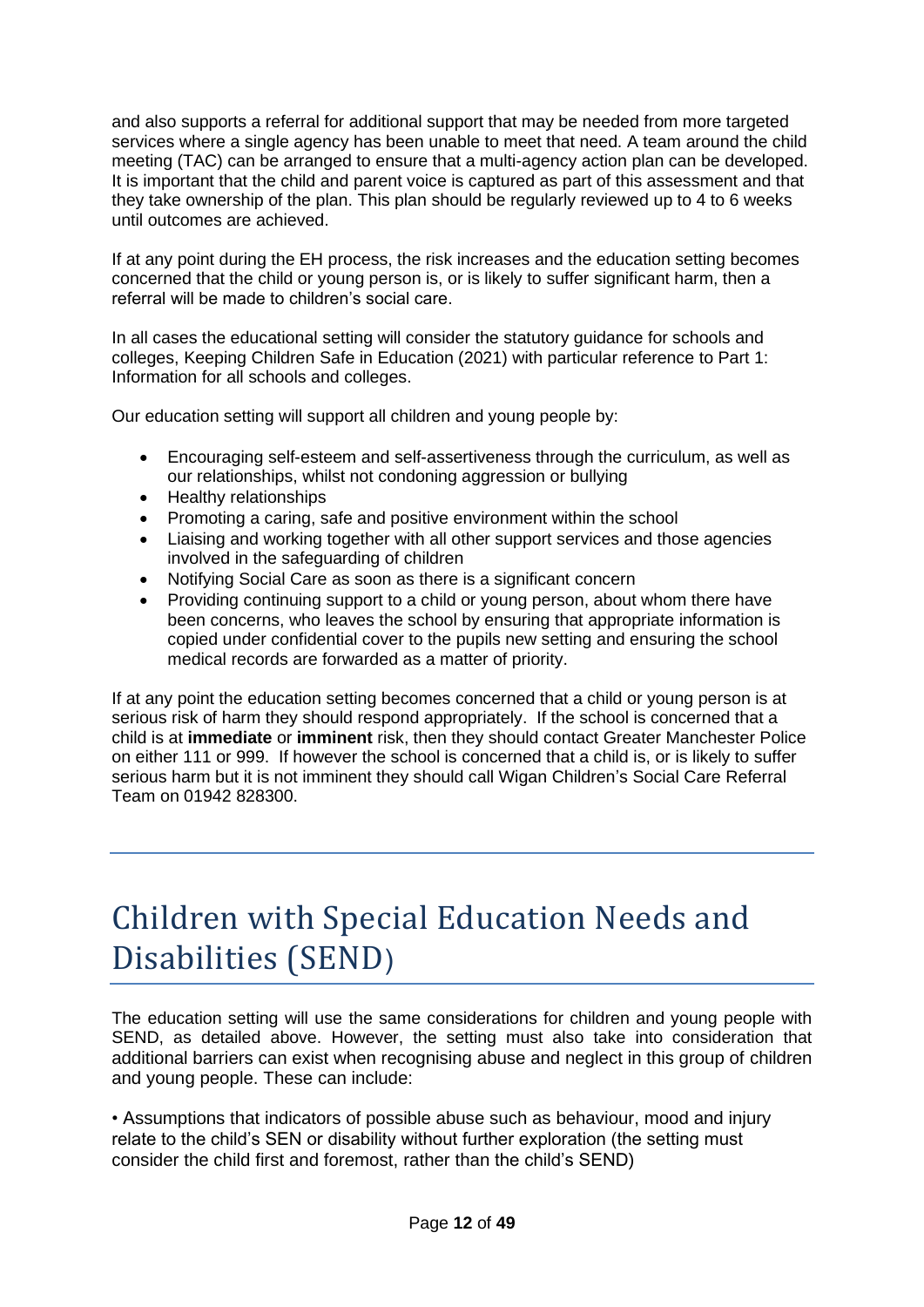and also supports a referral for additional support that may be needed from more targeted services where a single agency has been unable to meet that need. A team around the child meeting (TAC) can be arranged to ensure that a multi-agency action plan can be developed. It is important that the child and parent voice is captured as part of this assessment and that they take ownership of the plan. This plan should be regularly reviewed up to 4 to 6 weeks until outcomes are achieved.

If at any point during the EH process, the risk increases and the education setting becomes concerned that the child or young person is, or is likely to suffer significant harm, then a referral will be made to children's social care.

In all cases the educational setting will consider the statutory guidance for schools and colleges, Keeping Children Safe in Education (2021) with particular reference to Part 1: Information for all schools and colleges.

Our education setting will support all children and young people by:

- Encouraging self-esteem and self-assertiveness through the curriculum, as well as our relationships, whilst not condoning aggression or bullying
- Healthy relationships
- Promoting a caring, safe and positive environment within the school
- Liaising and working together with all other support services and those agencies involved in the safeguarding of children
- Notifying Social Care as soon as there is a significant concern
- Providing continuing support to a child or young person, about whom there have been concerns, who leaves the school by ensuring that appropriate information is copied under confidential cover to the pupils new setting and ensuring the school medical records are forwarded as a matter of priority.

If at any point the education setting becomes concerned that a child or young person is at serious risk of harm they should respond appropriately. If the school is concerned that a child is at **immediate** or **imminent** risk, then they should contact Greater Manchester Police on either 111 or 999. If however the school is concerned that a child is, or is likely to suffer serious harm but it is not imminent they should call Wigan Children's Social Care Referral Team on 01942 828300.

# Children with Special Education Needs and Disabilities (SEND)

The education setting will use the same considerations for children and young people with SEND, as detailed above. However, the setting must also take into consideration that additional barriers can exist when recognising abuse and neglect in this group of children and young people. These can include:

• Assumptions that indicators of possible abuse such as behaviour, mood and injury relate to the child's SEN or disability without further exploration (the setting must consider the child first and foremost, rather than the child's SEND)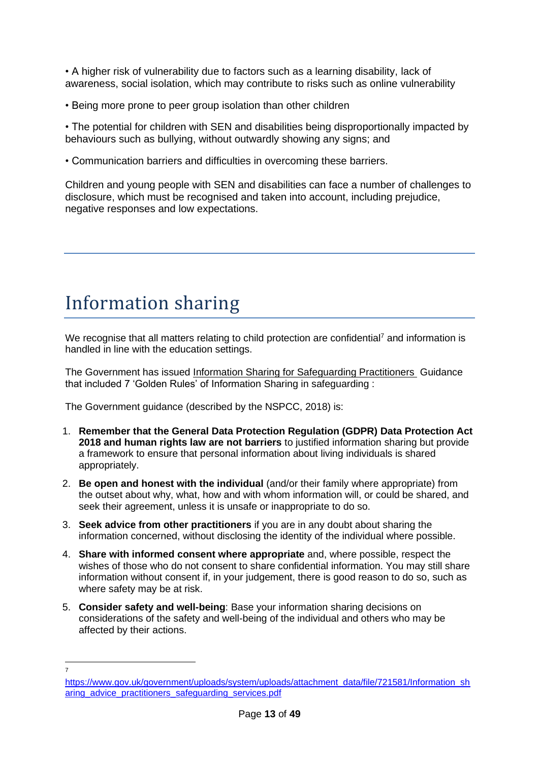• A higher risk of vulnerability due to factors such as a learning disability, lack of awareness, social isolation, which may contribute to risks such as online vulnerability

• Being more prone to peer group isolation than other children

• The potential for children with SEN and disabilities being disproportionally impacted by behaviours such as bullying, without outwardly showing any signs; and

• Communication barriers and difficulties in overcoming these barriers.

Children and young people with SEN and disabilities can face a number of challenges to disclosure, which must be recognised and taken into account, including prejudice, negative responses and low expectations.

# Information sharing

We recognise that all matters relating to child protection are confidential[7] and information is handled in line with the education settings.

The Government has issued Information Sharing for Safeguarding Practitioners Guidance that included 7 'Golden Rules' of Information Sharing in safeguarding :

The Government guidance (described by the NSPCC, 2018) is:

1. **Remember that the General Data Protection Regulation (GDPR) Data Protection Act 2018 and human rights law are not barriers** to justified information sharing but provide a framework to ensure that personal information about living individuals is shared appropriately.
2. **Be open and honest with the individual** (and/or their family where appropriate) from the outset about why, what, how and with whom information will, or could be shared, and seek their agreement, unless it is unsafe or inappropriate to do so.
3. **Seek advice from other practitioners** if you are in any doubt about sharing the information concerned, without disclosing the identity of the individual where possible.
4. **Share with informed consent where appropriate** and, where possible, respect the wishes of those who do not consent to share confidential information. You may still share information without consent if, in your judgement, there is good reason to do so, such as where safety may be at risk.
5. **Consider safety and well-being**: Base your information sharing decisions on considerations of the safety and well-being of the individual and others who may be affected by their actions.

[7] https://www.gov.uk/government/uploads/system/uploads/attachment_data/file/721581/Information_sharing_advice_practitioners_safeguarding_services.pdf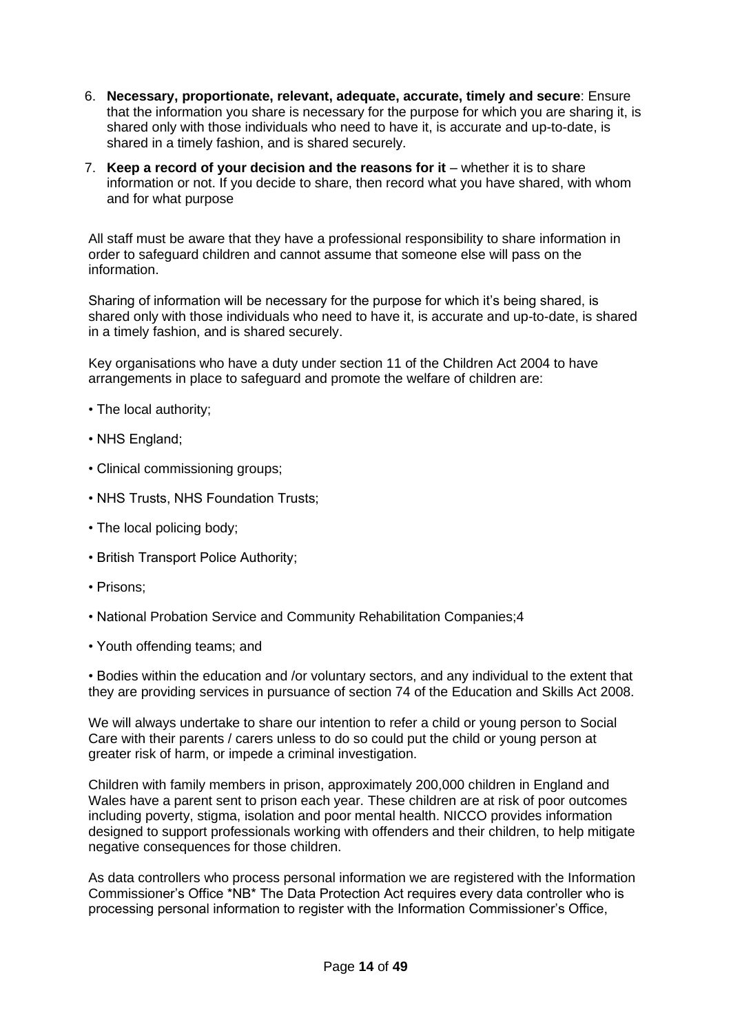6. **Necessary, proportionate, relevant, adequate, accurate, timely and secure**: Ensure that the information you share is necessary for the purpose for which you are sharing it, is shared only with those individuals who need to have it, is accurate and up-to-date, is shared in a timely fashion, and is shared securely.
7. **Keep a record of your decision and the reasons for it** – whether it is to share information or not. If you decide to share, then record what you have shared, with whom and for what purpose

All staff must be aware that they have a professional responsibility to share information in order to safeguard children and cannot assume that someone else will pass on the information.

Sharing of information will be necessary for the purpose for which it's being shared, is shared only with those individuals who need to have it, is accurate and up-to-date, is shared in a timely fashion, and is shared securely.

Key organisations who have a duty under section 11 of the Children Act 2004 to have arrangements in place to safeguard and promote the welfare of children are:

- The local authority;
- NHS England;
- Clinical commissioning groups;
- NHS Trusts, NHS Foundation Trusts;
- The local policing body;
- British Transport Police Authority;
- Prisons;
- National Probation Service and Community Rehabilitation Companies;4
- Youth offending teams; and
- Bodies within the education and /or voluntary sectors, and any individual to the extent that they are providing services in pursuance of section 74 of the Education and Skills Act 2008.

We will always undertake to share our intention to refer a child or young person to Social Care with their parents / carers unless to do so could put the child or young person at greater risk of harm, or impede a criminal investigation.

Children with family members in prison, approximately 200,000 children in England and Wales have a parent sent to prison each year. These children are at risk of poor outcomes including poverty, stigma, isolation and poor mental health. NICCO provides information designed to support professionals working with offenders and their children, to help mitigate negative consequences for those children.

As data controllers who process personal information we are registered with the Information Commissioner's Office *NB* The Data Protection Act requires every data controller who is processing personal information to register with the Information Commissioner's Office,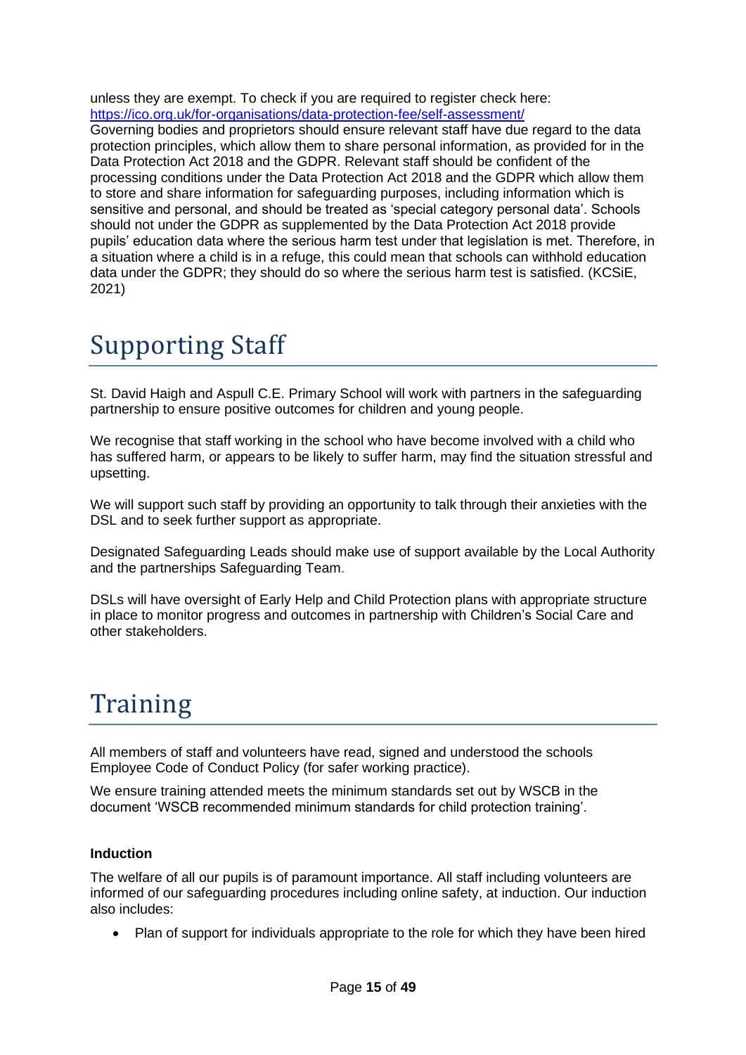unless they are exempt. To check if you are required to register check here: [https://ico.org.uk/for-organisations/data-protection-fee/self-assessment/](https://ico.org.uk/for-organisations/data-protection-fee/self-assessment/)
Governing bodies and proprietors should ensure relevant staff have due regard to the data protection principles, which allow them to share personal information, as provided for in the Data Protection Act 2018 and the GDPR. Relevant staff should be confident of the processing conditions under the Data Protection Act 2018 and the GDPR which allow them to store and share information for safeguarding purposes, including information which is sensitive and personal, and should be treated as 'special category personal data'. Schools should not under the GDPR as supplemented by the Data Protection Act 2018 provide pupils' education data where the serious harm test under that legislation is met. Therefore, in a situation where a child is in a refuge, this could mean that schools can withhold education data under the GDPR; they should do so where the serious harm test is satisfied. (KCSiE, 2021)

# Supporting Staff

St. David Haigh and Aspull C.E. Primary School will work with partners in the safeguarding partnership to ensure positive outcomes for children and young people.

We recognise that staff working in the school who have become involved with a child who has suffered harm, or appears to be likely to suffer harm, may find the situation stressful and upsetting.

We will support such staff by providing an opportunity to talk through their anxieties with the DSL and to seek further support as appropriate.

Designated Safeguarding Leads should make use of support available by the Local Authority and the partnerships Safeguarding Team.

DSLs will have oversight of Early Help and Child Protection plans with appropriate structure in place to monitor progress and outcomes in partnership with Children's Social Care and other stakeholders.

# Training

All members of staff and volunteers have read, signed and understood the schools Employee Code of Conduct Policy (for safer working practice).

We ensure training attended meets the minimum standards set out by WSCB in the document 'WSCB recommended minimum standards for child protection training'.

**Induction**

The welfare of all our pupils is of paramount importance. All staff including volunteers are informed of our safeguarding procedures including online safety, at induction. Our induction also includes:

- Plan of support for individuals appropriate to the role for which they have been hired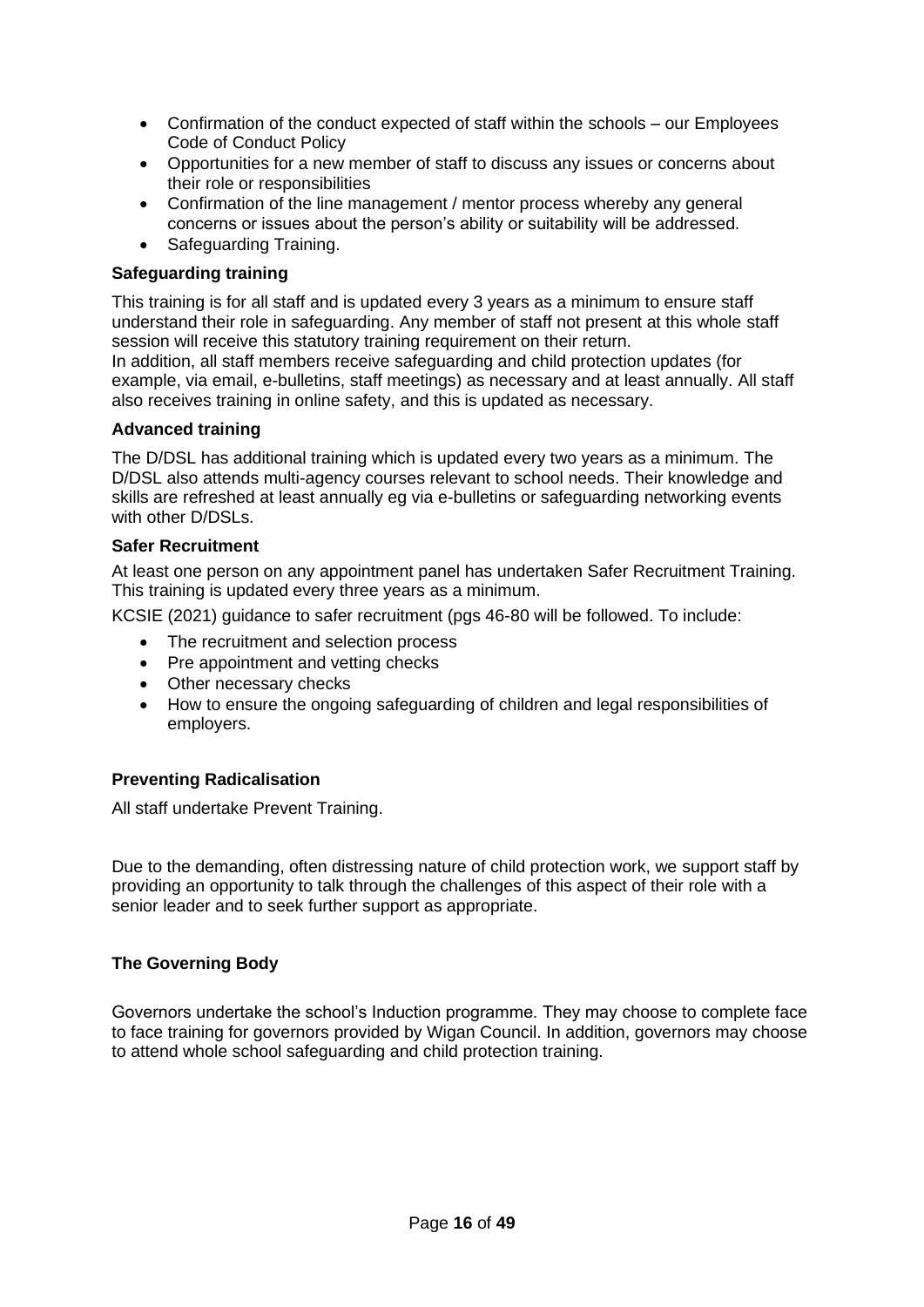- Confirmation of the conduct expected of staff within the schools – our Employees Code of Conduct Policy
- Opportunities for a new member of staff to discuss any issues or concerns about their role or responsibilities
- Confirmation of the line management / mentor process whereby any general concerns or issues about the person's ability or suitability will be addressed.
- Safeguarding Training.

**Safeguarding training**

This training is for all staff and is updated every 3 years as a minimum to ensure staff understand their role in safeguarding. Any member of staff not present at this whole staff session will receive this statutory training requirement on their return.
In addition, all staff members receive safeguarding and child protection updates (for example, via email, e-bulletins, staff meetings) as necessary and at least annually. All staff also receives training in online safety, and this is updated as necessary.

**Advanced training**

The D/DSL has additional training which is updated every two years as a minimum. The D/DSL also attends multi-agency courses relevant to school needs. Their knowledge and skills are refreshed at least annually eg via e-bulletins or safeguarding networking events with other D/DSLs.

**Safer Recruitment**

At least one person on any appointment panel has undertaken Safer Recruitment Training. This training is updated every three years as a minimum.

KCSIE (2021) guidance to safer recruitment (pgs 46-80 will be followed. To include:

- The recruitment and selection process
- Pre appointment and vetting checks
- Other necessary checks
- How to ensure the ongoing safeguarding of children and legal responsibilities of employers.

**Preventing Radicalisation**

All staff undertake Prevent Training.

Due to the demanding, often distressing nature of child protection work, we support staff by providing an opportunity to talk through the challenges of this aspect of their role with a senior leader and to seek further support as appropriate.

**The Governing Body**

Governors undertake the school's Induction programme. They may choose to complete face to face training for governors provided by Wigan Council. In addition, governors may choose to attend whole school safeguarding and child protection training.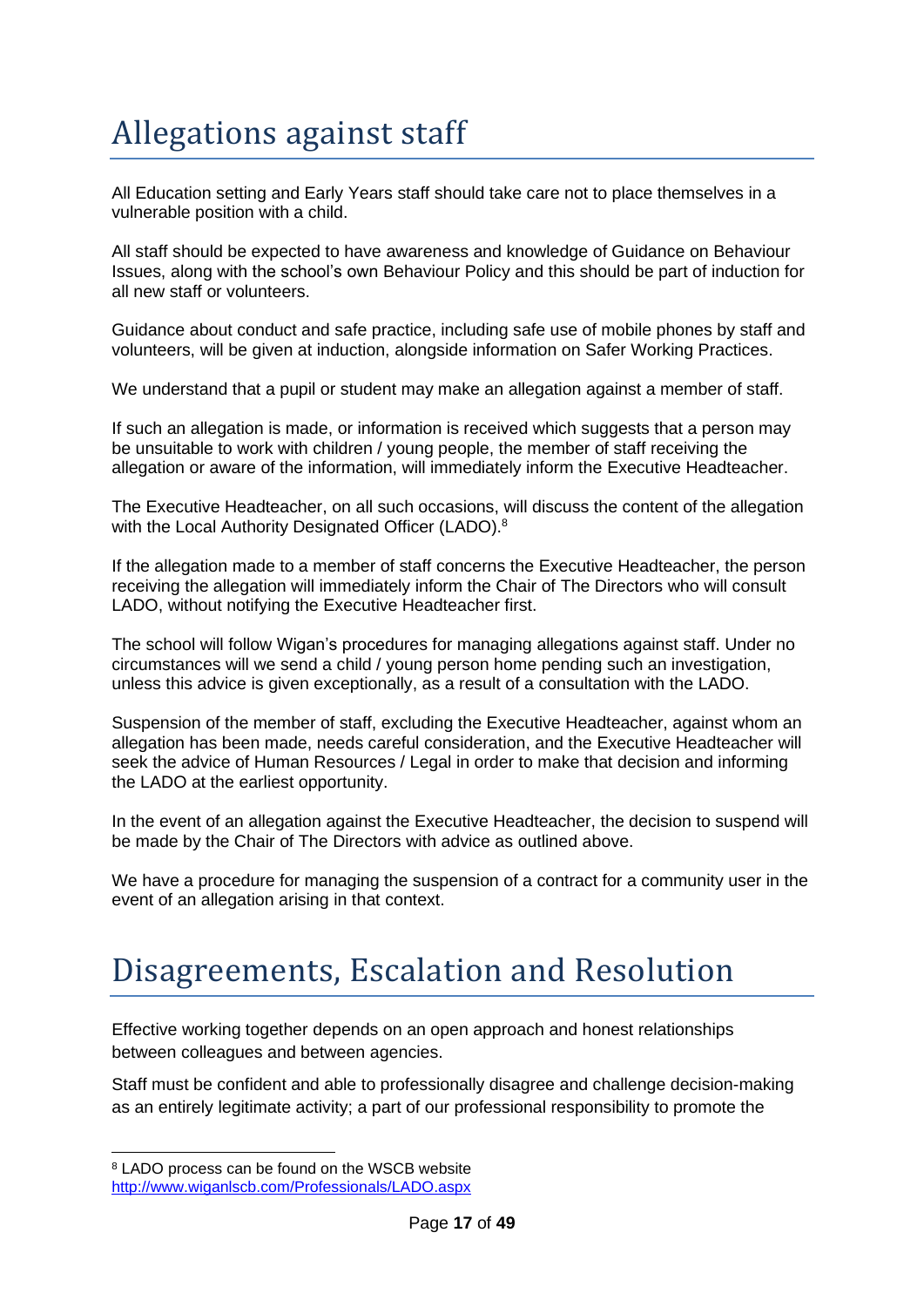# Allegations against staff

All Education setting and Early Years staff should take care not to place themselves in a vulnerable position with a child.

All staff should be expected to have awareness and knowledge of Guidance on Behaviour Issues, along with the school's own Behaviour Policy and this should be part of induction for all new staff or volunteers.

Guidance about conduct and safe practice, including safe use of mobile phones by staff and volunteers, will be given at induction, alongside information on Safer Working Practices.

We understand that a pupil or student may make an allegation against a member of staff.

If such an allegation is made, or information is received which suggests that a person may be unsuitable to work with children / young people, the member of staff receiving the allegation or aware of the information, will immediately inform the Executive Headteacher.

The Executive Headteacher, on all such occasions, will discuss the content of the allegation with the Local Authority Designated Officer (LADO).[8]

If the allegation made to a member of staff concerns the Executive Headteacher, the person receiving the allegation will immediately inform the Chair of The Directors who will consult LADO, without notifying the Executive Headteacher first.

The school will follow Wigan's procedures for managing allegations against staff. Under no circumstances will we send a child / young person home pending such an investigation, unless this advice is given exceptionally, as a result of a consultation with the LADO.

Suspension of the member of staff, excluding the Executive Headteacher, against whom an allegation has been made, needs careful consideration, and the Executive Headteacher will seek the advice of Human Resources / Legal in order to make that decision and informing the LADO at the earliest opportunity.

In the event of an allegation against the Executive Headteacher, the decision to suspend will be made by the Chair of The Directors with advice as outlined above.

We have a procedure for managing the suspension of a contract for a community user in the event of an allegation arising in that context.

# Disagreements, Escalation and Resolution

Effective working together depends on an open approach and honest relationships between colleagues and between agencies.

Staff must be confident and able to professionally disagree and challenge decision-making as an entirely legitimate activity; a part of our professional responsibility to promote the

---

[8] LADO process can be found on the WSCB website http://www.wiganlscb.com/Professionals/LADO.aspx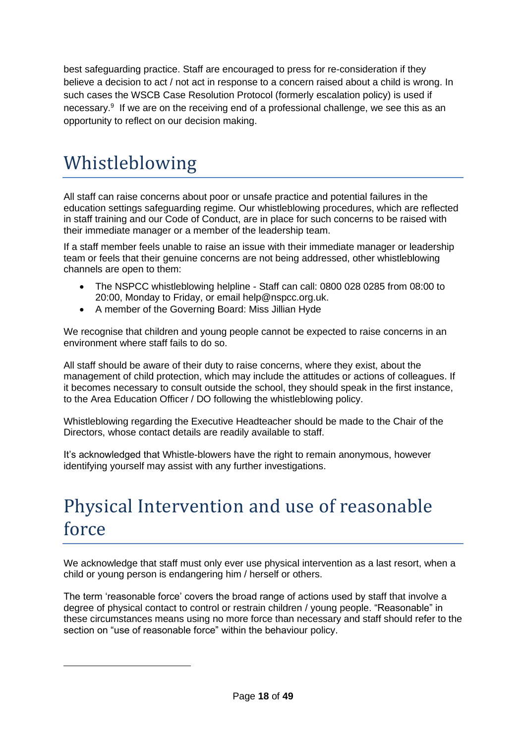best safeguarding practice. Staff are encouraged to press for re-consideration if they believe a decision to act / not act in response to a concern raised about a child is wrong. In such cases the WSCB Case Resolution Protocol (formerly escalation policy) is used if necessary.[9] If we are on the receiving end of a professional challenge, we see this as an opportunity to reflect on our decision making.

# Whistleblowing

All staff can raise concerns about poor or unsafe practice and potential failures in the education settings safeguarding regime. Our whistleblowing procedures, which are reflected in staff training and our Code of Conduct, are in place for such concerns to be raised with their immediate manager or a member of the leadership team.

If a staff member feels unable to raise an issue with their immediate manager or leadership team or feels that their genuine concerns are not being addressed, other whistleblowing channels are open to them:

- The NSPCC whistleblowing helpline - Staff can call: 0800 028 0285 from 08:00 to 20:00, Monday to Friday, or email help@nspcc.org.uk.
- A member of the Governing Board: Miss Jillian Hyde

We recognise that children and young people cannot be expected to raise concerns in an environment where staff fails to do so.

All staff should be aware of their duty to raise concerns, where they exist, about the management of child protection, which may include the attitudes or actions of colleagues. If it becomes necessary to consult outside the school, they should speak in the first instance, to the Area Education Officer / DO following the whistleblowing policy.

Whistleblowing regarding the Executive Headteacher should be made to the Chair of the Directors, whose contact details are readily available to staff.

It's acknowledged that Whistle-blowers have the right to remain anonymous, however identifying yourself may assist with any further investigations.

# Physical Intervention and use of reasonable force

We acknowledge that staff must only ever use physical intervention as a last resort, when a child or young person is endangering him / herself or others.

The term 'reasonable force' covers the broad range of actions used by staff that involve a degree of physical contact to control or restrain children / young people. "Reasonable" in these circumstances means using no more force than necessary and staff should refer to the section on "use of reasonable force" within the behaviour policy.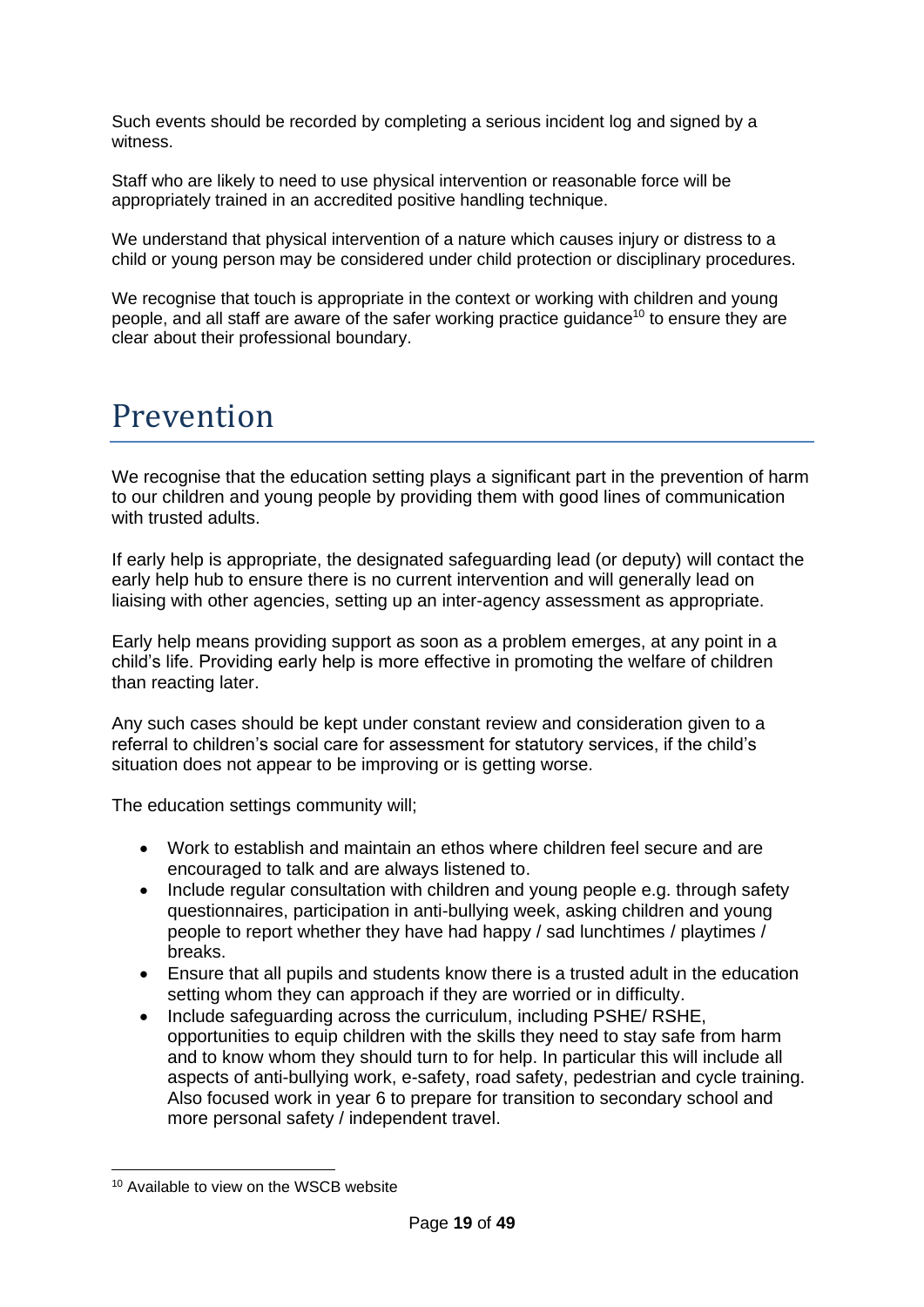Such events should be recorded by completing a serious incident log and signed by a witness.

Staff who are likely to need to use physical intervention or reasonable force will be appropriately trained in an accredited positive handling technique.

We understand that physical intervention of a nature which causes injury or distress to a child or young person may be considered under child protection or disciplinary procedures.

We recognise that touch is appropriate in the context or working with children and young people, and all staff are aware of the safer working practice guidance[10] to ensure they are clear about their professional boundary.

# Prevention

We recognise that the education setting plays a significant part in the prevention of harm to our children and young people by providing them with good lines of communication with trusted adults.

If early help is appropriate, the designated safeguarding lead (or deputy) will contact the early help hub to ensure there is no current intervention and will generally lead on liaising with other agencies, setting up an inter-agency assessment as appropriate.

Early help means providing support as soon as a problem emerges, at any point in a child's life. Providing early help is more effective in promoting the welfare of children than reacting later.

Any such cases should be kept under constant review and consideration given to a referral to children's social care for assessment for statutory services, if the child's situation does not appear to be improving or is getting worse.

The education settings community will;

- Work to establish and maintain an ethos where children feel secure and are encouraged to talk and are always listened to.
- Include regular consultation with children and young people e.g. through safety questionnaires, participation in anti-bullying week, asking children and young people to report whether they have had happy / sad lunchtimes / playtimes / breaks.
- Ensure that all pupils and students know there is a trusted adult in the education setting whom they can approach if they are worried or in difficulty.
- Include safeguarding across the curriculum, including PSHE/ RSHE, opportunities to equip children with the skills they need to stay safe from harm and to know whom they should turn to for help. In particular this will include all aspects of anti-bullying work, e-safety, road safety, pedestrian and cycle training. Also focused work in year 6 to prepare for transition to secondary school and more personal safety / independent travel.

[10] Available to view on the WSCB website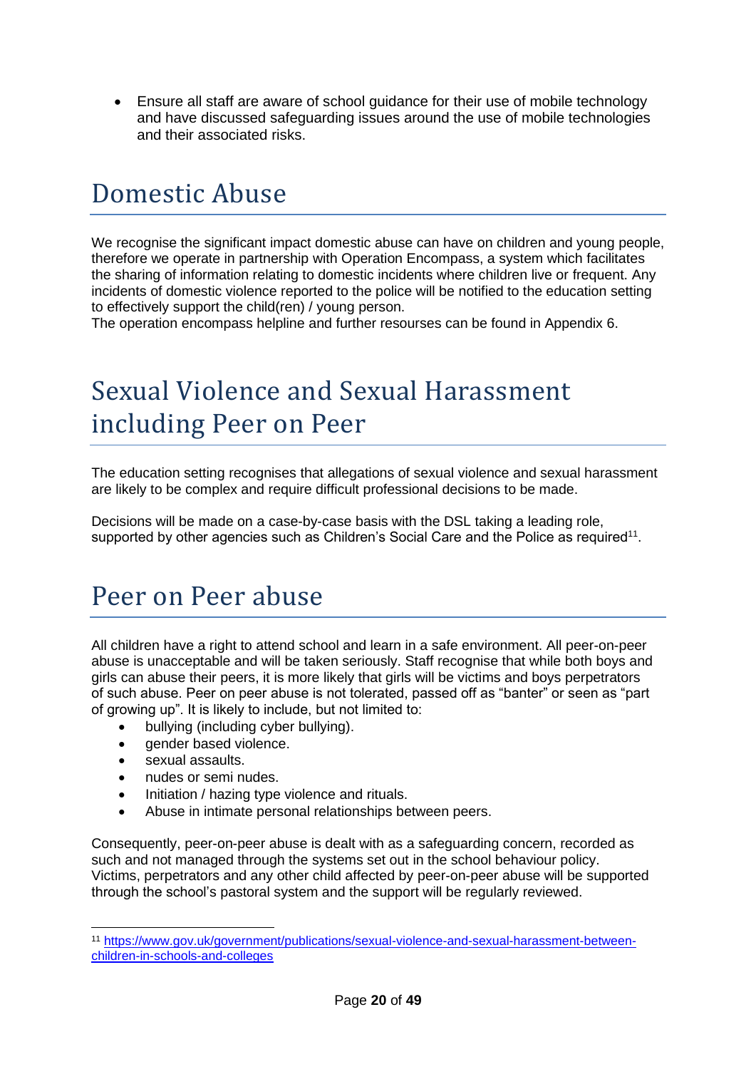- Ensure all staff are aware of school guidance for their use of mobile technology and have discussed safeguarding issues around the use of mobile technologies and their associated risks.

# Domestic Abuse

We recognise the significant impact domestic abuse can have on children and young people, therefore we operate in partnership with Operation Encompass, a system which facilitates the sharing of information relating to domestic incidents where children live or frequent. Any incidents of domestic violence reported to the police will be notified to the education setting to effectively support the child(ren) / young person.
The operation encompass helpline and further resourses can be found in Appendix 6.

# Sexual Violence and Sexual Harassment including Peer on Peer

The education setting recognises that allegations of sexual violence and sexual harassment are likely to be complex and require difficult professional decisions to be made.

Decisions will be made on a case-by-case basis with the DSL taking a leading role, supported by other agencies such as Children's Social Care and the Police as required[11].

# Peer on Peer abuse

All children have a right to attend school and learn in a safe environment. All peer-on-peer abuse is unacceptable and will be taken seriously. Staff recognise that while both boys and girls can abuse their peers, it is more likely that girls will be victims and boys perpetrators of such abuse. Peer on peer abuse is not tolerated, passed off as "banter" or seen as "part of growing up". It is likely to include, but not limited to:

- bullying (including cyber bullying).
- gender based violence.
- sexual assaults.
- nudes or semi nudes.
- Initiation / hazing type violence and rituals.
- Abuse in intimate personal relationships between peers.

Consequently, peer-on-peer abuse is dealt with as a safeguarding concern, recorded as such and not managed through the systems set out in the school behaviour policy. Victims, perpetrators and any other child affected by peer-on-peer abuse will be supported through the school's pastoral system and the support will be regularly reviewed.

---

[11] https://www.gov.uk/government/publications/sexual-violence-and-sexual-harassment-between-children-in-schools-and-colleges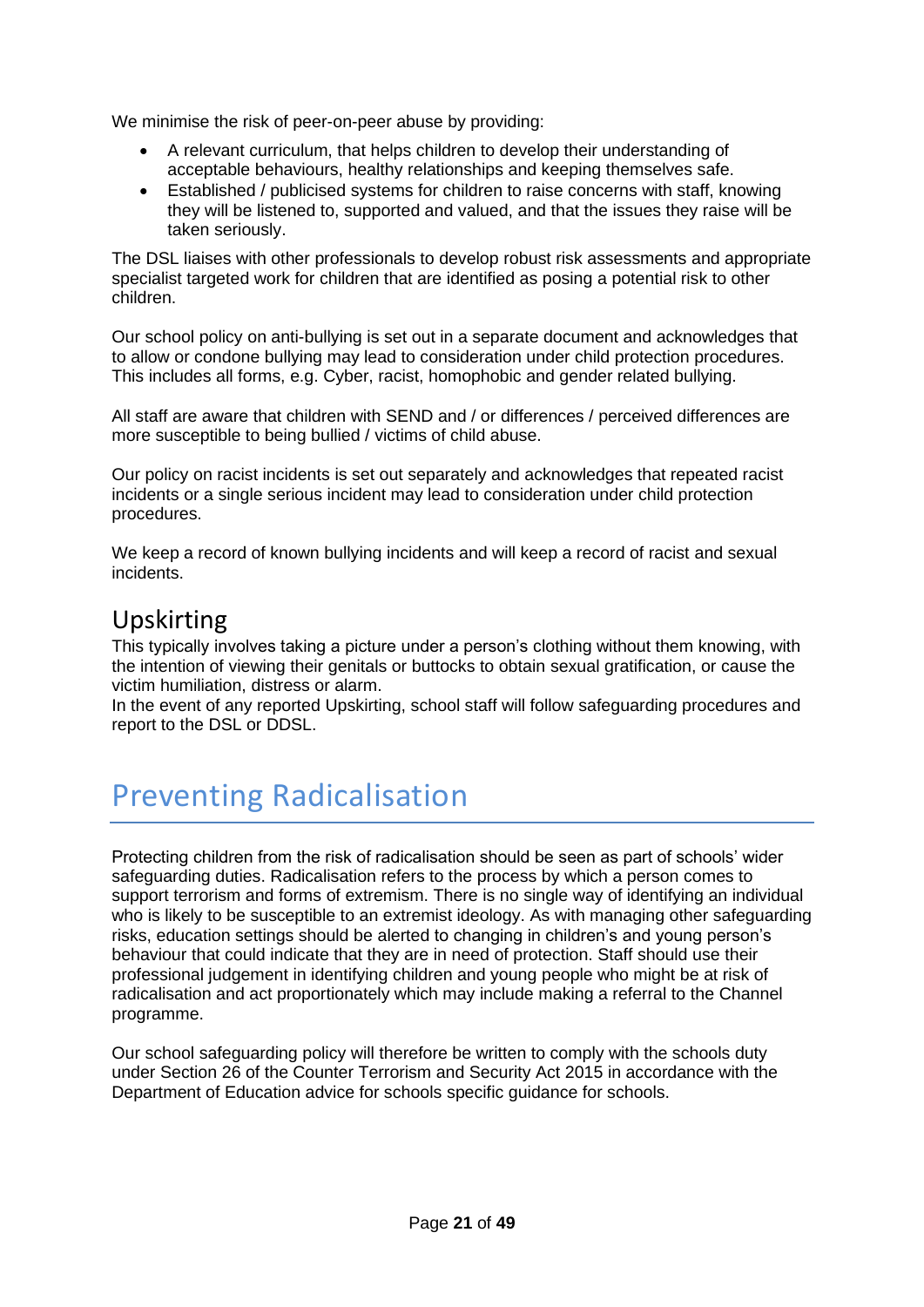We minimise the risk of peer-on-peer abuse by providing:

- A relevant curriculum, that helps children to develop their understanding of acceptable behaviours, healthy relationships and keeping themselves safe.
- Established / publicised systems for children to raise concerns with staff, knowing they will be listened to, supported and valued, and that the issues they raise will be taken seriously.

The DSL liaises with other professionals to develop robust risk assessments and appropriate specialist targeted work for children that are identified as posing a potential risk to other children.

Our school policy on anti-bullying is set out in a separate document and acknowledges that to allow or condone bullying may lead to consideration under child protection procedures. This includes all forms, e.g. Cyber, racist, homophobic and gender related bullying.

All staff are aware that children with SEND and / or differences / perceived differences are more susceptible to being bullied / victims of child abuse.

Our policy on racist incidents is set out separately and acknowledges that repeated racist incidents or a single serious incident may lead to consideration under child protection procedures.

We keep a record of known bullying incidents and will keep a record of racist and sexual incidents.

## Upskirting

This typically involves taking a picture under a person's clothing without them knowing, with the intention of viewing their genitals or buttocks to obtain sexual gratification, or cause the victim humiliation, distress or alarm.
In the event of any reported Upskirting, school staff will follow safeguarding procedures and report to the DSL or DDSL.

# Preventing Radicalisation

Protecting children from the risk of radicalisation should be seen as part of schools' wider safeguarding duties. Radicalisation refers to the process by which a person comes to support terrorism and forms of extremism. There is no single way of identifying an individual who is likely to be susceptible to an extremist ideology. As with managing other safeguarding risks, education settings should be alerted to changing in children's and young person's behaviour that could indicate that they are in need of protection. Staff should use their professional judgement in identifying children and young people who might be at risk of radicalisation and act proportionately which may include making a referral to the Channel programme.

Our school safeguarding policy will therefore be written to comply with the schools duty under Section 26 of the Counter Terrorism and Security Act 2015 in accordance with the Department of Education advice for schools specific guidance for schools.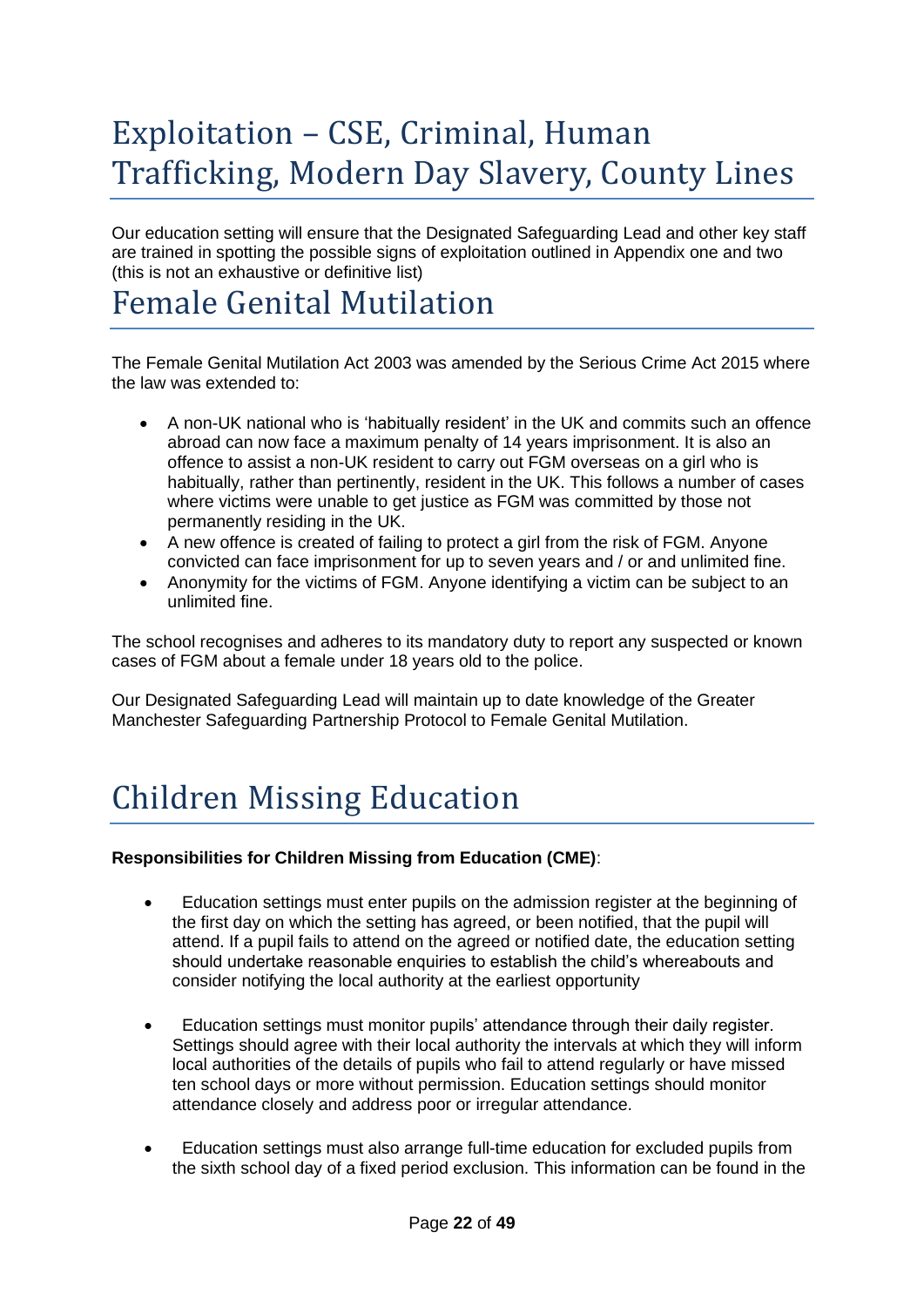# Exploitation – CSE, Criminal, Human Trafficking, Modern Day Slavery, County Lines

Our education setting will ensure that the Designated Safeguarding Lead and other key staff are trained in spotting the possible signs of exploitation outlined in Appendix one and two (this is not an exhaustive or definitive list)

# Female Genital Mutilation

The Female Genital Mutilation Act 2003 was amended by the Serious Crime Act 2015 where the law was extended to:

- A non-UK national who is 'habitually resident' in the UK and commits such an offence abroad can now face a maximum penalty of 14 years imprisonment. It is also an offence to assist a non-UK resident to carry out FGM overseas on a girl who is habitually, rather than pertinently, resident in the UK. This follows a number of cases where victims were unable to get justice as FGM was committed by those not permanently residing in the UK.
- A new offence is created of failing to protect a girl from the risk of FGM. Anyone convicted can face imprisonment for up to seven years and / or and unlimited fine.
- Anonymity for the victims of FGM. Anyone identifying a victim can be subject to an unlimited fine.

The school recognises and adheres to its mandatory duty to report any suspected or known cases of FGM about a female under 18 years old to the police.

Our Designated Safeguarding Lead will maintain up to date knowledge of the Greater Manchester Safeguarding Partnership Protocol to Female Genital Mutilation.

# Children Missing Education

**Responsibilities for Children Missing from Education (CME)**:

- Education settings must enter pupils on the admission register at the beginning of the first day on which the setting has agreed, or been notified, that the pupil will attend. If a pupil fails to attend on the agreed or notified date, the education setting should undertake reasonable enquiries to establish the child's whereabouts and consider notifying the local authority at the earliest opportunity

- Education settings must monitor pupils' attendance through their daily register. Settings should agree with their local authority the intervals at which they will inform local authorities of the details of pupils who fail to attend regularly or have missed ten school days or more without permission. Education settings should monitor attendance closely and address poor or irregular attendance.

- Education settings must also arrange full-time education for excluded pupils from the sixth school day of a fixed period exclusion. This information can be found in the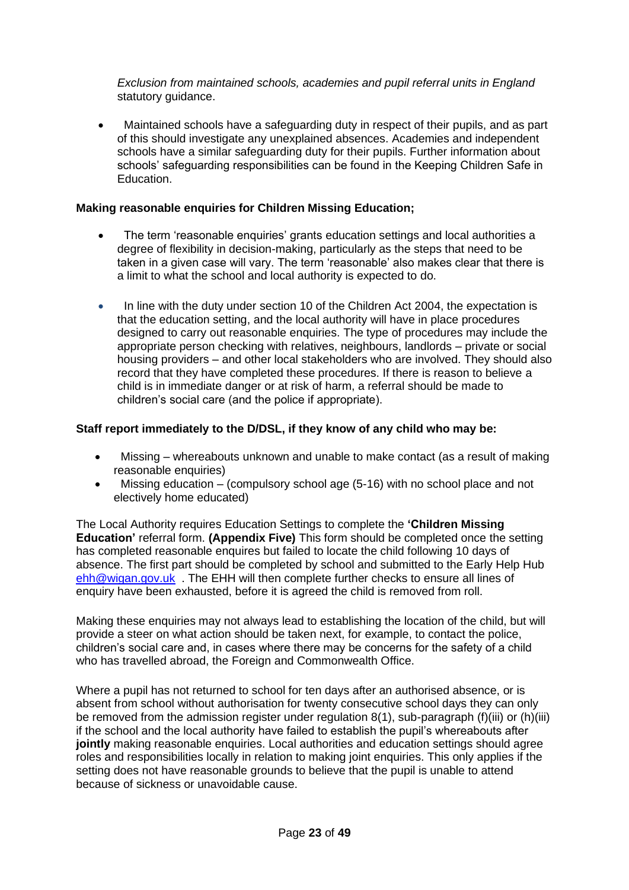*Exclusion from maintained schools, academies and pupil referral units in England* statutory guidance.

- Maintained schools have a safeguarding duty in respect of their pupils, and as part of this should investigate any unexplained absences. Academies and independent schools have a similar safeguarding duty for their pupils. Further information about schools' safeguarding responsibilities can be found in the Keeping Children Safe in Education.

**Making reasonable enquiries for Children Missing Education;**

- The term 'reasonable enquiries' grants education settings and local authorities a degree of flexibility in decision-making, particularly as the steps that need to be taken in a given case will vary. The term 'reasonable' also makes clear that there is a limit to what the school and local authority is expected to do.

- In line with the duty under section 10 of the Children Act 2004, the expectation is that the education setting, and the local authority will have in place procedures designed to carry out reasonable enquiries. The type of procedures may include the appropriate person checking with relatives, neighbours, landlords – private or social housing providers – and other local stakeholders who are involved. They should also record that they have completed these procedures. If there is reason to believe a child is in immediate danger or at risk of harm, a referral should be made to children's social care (and the police if appropriate).

**Staff report immediately to the D/DSL, if they know of any child who may be:**

- Missing – whereabouts unknown and unable to make contact (as a result of making reasonable enquiries)
- Missing education – (compulsory school age (5-16) with no school place and not electively home educated)

The Local Authority requires Education Settings to complete the **'Children Missing Education'** referral form. **(Appendix Five)** This form should be completed once the setting has completed reasonable enquires but failed to locate the child following 10 days of absence. The first part should be completed by school and submitted to the Early Help Hub ehh@wigan.gov.uk . The EHH will then complete further checks to ensure all lines of enquiry have been exhausted, before it is agreed the child is removed from roll.

Making these enquiries may not always lead to establishing the location of the child, but will provide a steer on what action should be taken next, for example, to contact the police, children's social care and, in cases where there may be concerns for the safety of a child who has travelled abroad, the Foreign and Commonwealth Office.

Where a pupil has not returned to school for ten days after an authorised absence, or is absent from school without authorisation for twenty consecutive school days they can only be removed from the admission register under regulation 8(1), sub-paragraph (f)(iii) or (h)(iii) if the school and the local authority have failed to establish the pupil's whereabouts after **jointly** making reasonable enquiries. Local authorities and education settings should agree roles and responsibilities locally in relation to making joint enquiries. This only applies if the setting does not have reasonable grounds to believe that the pupil is unable to attend because of sickness or unavoidable cause.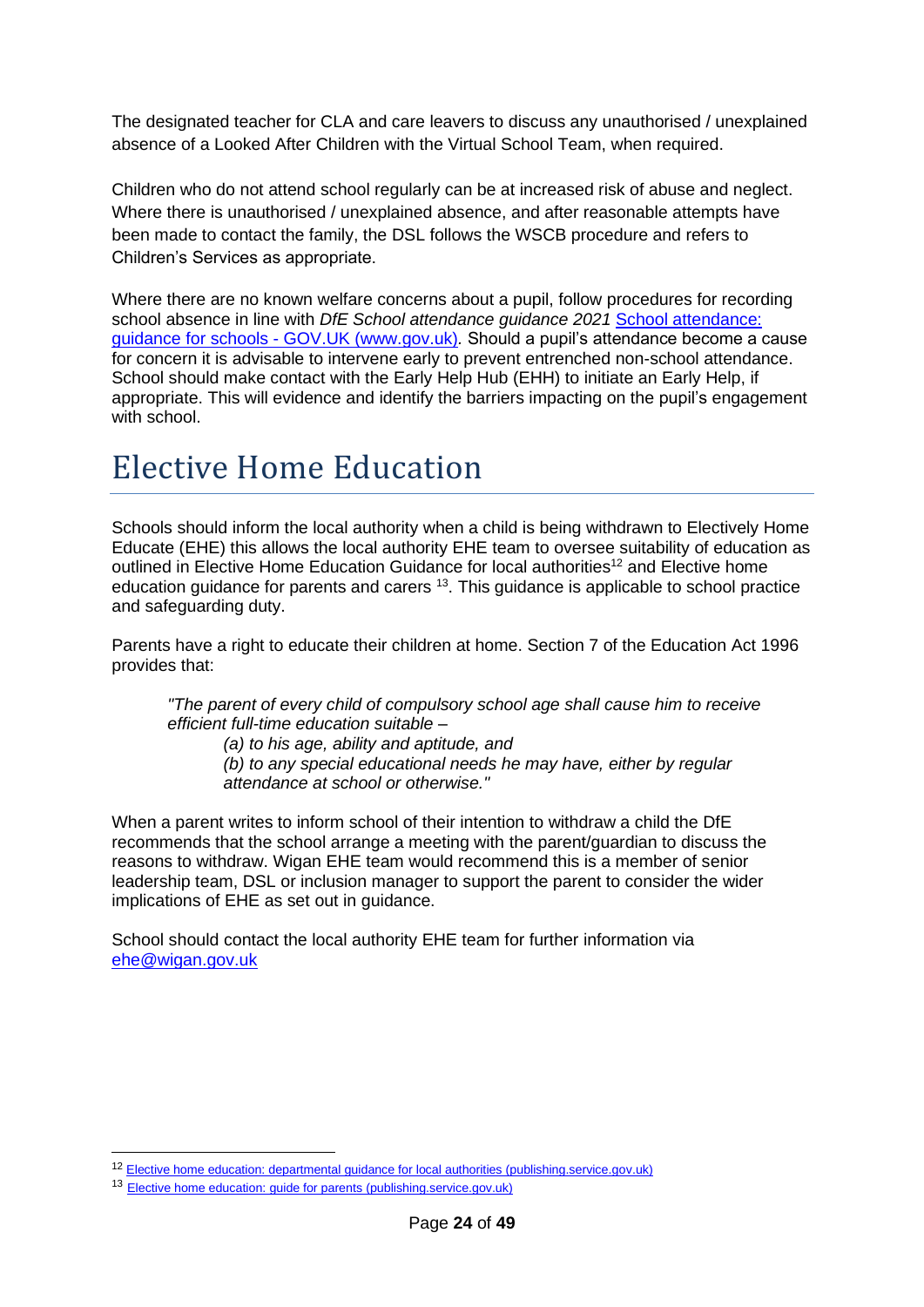The designated teacher for CLA and care leavers to discuss any unauthorised / unexplained absence of a Looked After Children with the Virtual School Team, when required.

Children who do not attend school regularly can be at increased risk of abuse and neglect. Where there is unauthorised / unexplained absence, and after reasonable attempts have been made to contact the family, the DSL follows the WSCB procedure and refers to Children's Services as appropriate.

Where there are no known welfare concerns about a pupil, follow procedures for recording school absence in line with *DfE School attendance guidance 2021* [School attendance: guidance for schools - GOV.UK (www.gov.uk)](#). Should a pupil's attendance become a cause for concern it is advisable to intervene early to prevent entrenched non-school attendance. School should make contact with the Early Help Hub (EHH) to initiate an Early Help, if appropriate. This will evidence and identify the barriers impacting on the pupil's engagement with school.

# Elective Home Education

Schools should inform the local authority when a child is being withdrawn to Electively Home Educate (EHE) this allows the local authority EHE team to oversee suitability of education as outlined in Elective Home Education Guidance for local authorities[12] and Elective home education guidance for parents and carers [13]. This guidance is applicable to school practice and safeguarding duty.

Parents have a right to educate their children at home. Section 7 of the Education Act 1996 provides that:

> *"The parent of every child of compulsory school age shall cause him to receive efficient full-time education suitable –*
>
> *(a) to his age, ability and aptitude, and*
>
> *(b) to any special educational needs he may have, either by regular attendance at school or otherwise."*

When a parent writes to inform school of their intention to withdraw a child the DfE recommends that the school arrange a meeting with the parent/guardian to discuss the reasons to withdraw. Wigan EHE team would recommend this is a member of senior leadership team, DSL or inclusion manager to support the parent to consider the wider implications of EHE as set out in guidance.

School should contact the local authority EHE team for further information via [ehe@wigan.gov.uk](mailto:ehe@wigan.gov.uk)

---

[12] Elective home education: departmental guidance for local authorities (publishing.service.gov.uk)

[13] Elective home education: guide for parents (publishing.service.gov.uk)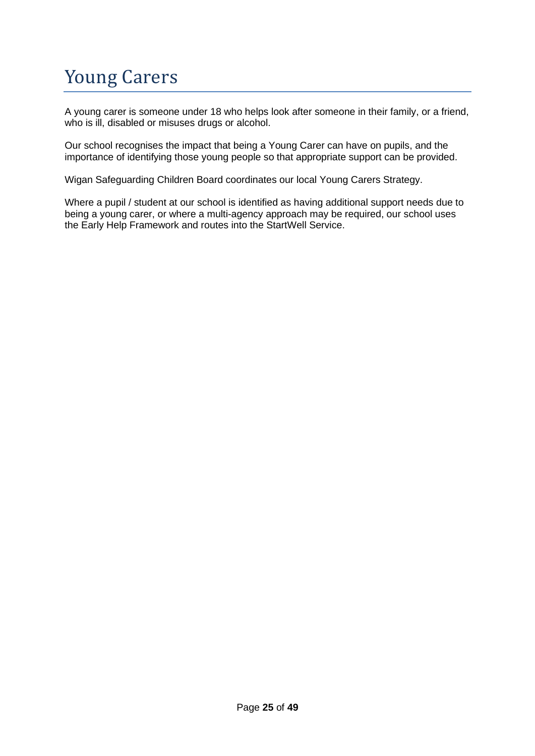# Young Carers

A young carer is someone under 18 who helps look after someone in their family, or a friend, who is ill, disabled or misuses drugs or alcohol.

Our school recognises the impact that being a Young Carer can have on pupils, and the importance of identifying those young people so that appropriate support can be provided.

Wigan Safeguarding Children Board coordinates our local Young Carers Strategy.

Where a pupil / student at our school is identified as having additional support needs due to being a young carer, or where a multi-agency approach may be required, our school uses the Early Help Framework and routes into the StartWell Service.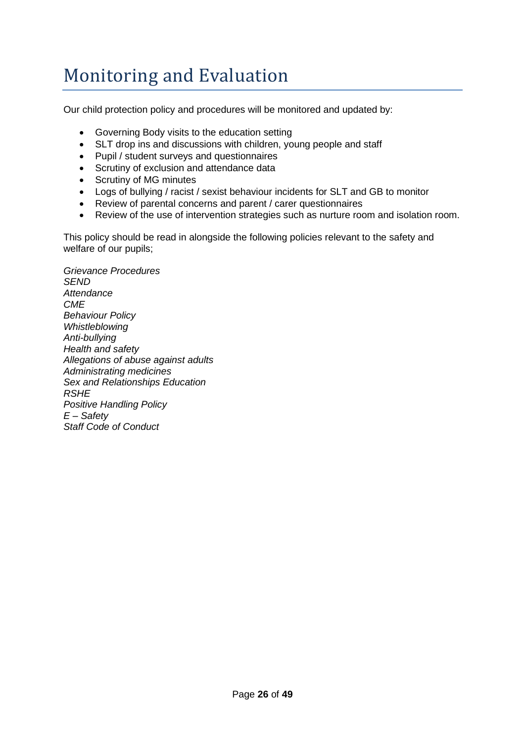# Monitoring and Evaluation

Our child protection policy and procedures will be monitored and updated by:

- Governing Body visits to the education setting
- SLT drop ins and discussions with children, young people and staff
- Pupil / student surveys and questionnaires
- Scrutiny of exclusion and attendance data
- Scrutiny of MG minutes
- Logs of bullying / racist / sexist behaviour incidents for SLT and GB to monitor
- Review of parental concerns and parent / carer questionnaires
- Review of the use of intervention strategies such as nurture room and isolation room.

This policy should be read in alongside the following policies relevant to the safety and welfare of our pupils;

*Grievance Procedures*
*SEND*
*Attendance*
*CME*
*Behaviour Policy*
*Whistleblowing*
*Anti-bullying*
*Health and safety*
*Allegations of abuse against adults*
*Administrating medicines*
*Sex and Relationships Education*
*RSHE*
*Positive Handling Policy*
*E – Safety*
*Staff Code of Conduct*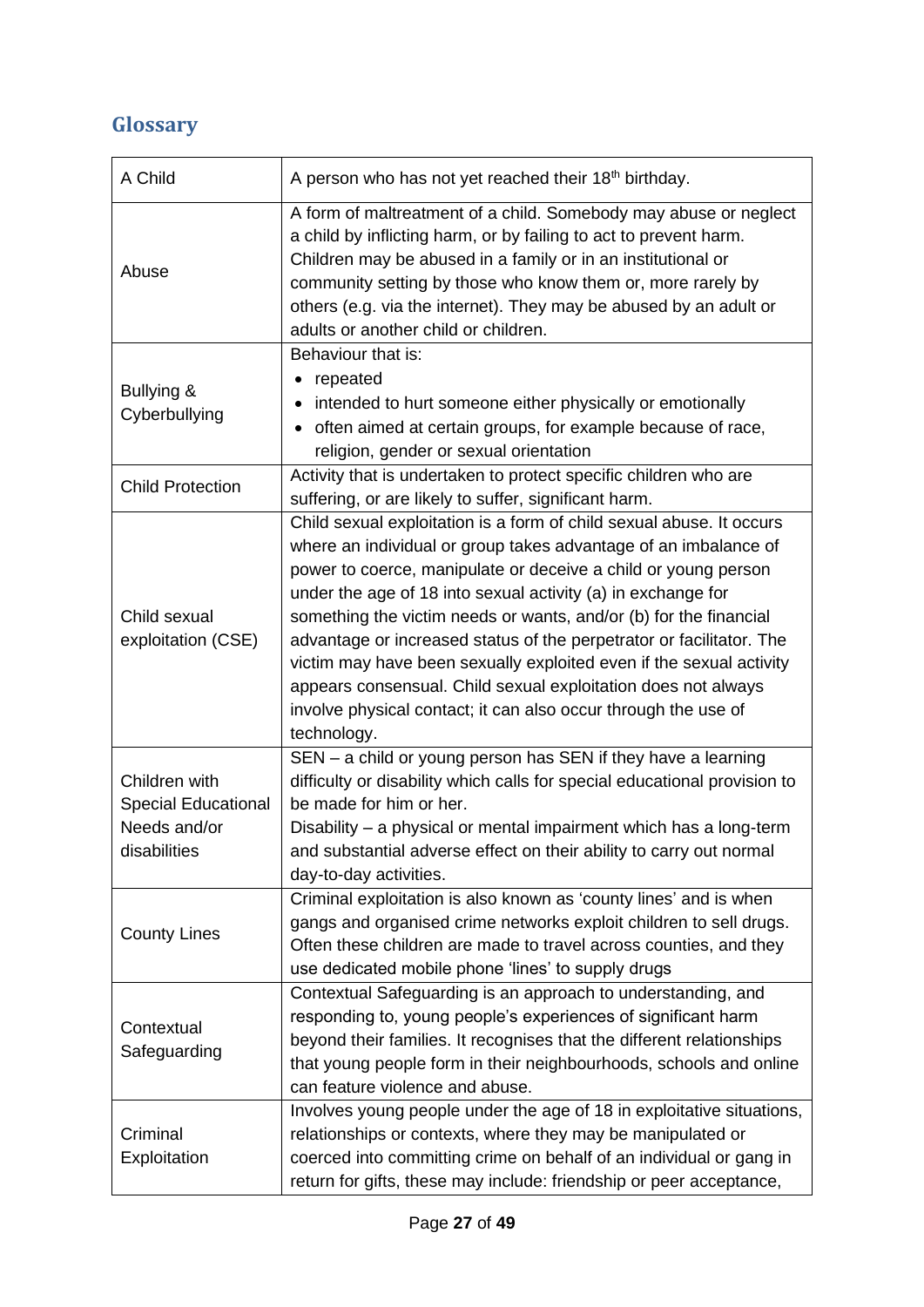## Glossary

| A Child | A person who has not yet reached their 18th birthday. |
|---|---|
| Abuse | A form of maltreatment of a child. Somebody may abuse or neglect a child by inflicting harm, or by failing to act to prevent harm. Children may be abused in a family or in an institutional or community setting by those who know them or, more rarely by others (e.g. via the internet). They may be abused by an adult or adults or another child or children. |
| Bullying & Cyberbullying | Behaviour that is:<br>• repeated<br>• intended to hurt someone either physically or emotionally<br>• often aimed at certain groups, for example because of race, religion, gender or sexual orientation |
| Child Protection | Activity that is undertaken to protect specific children who are suffering, or are likely to suffer, significant harm. |
| Child sexual exploitation (CSE) | Child sexual exploitation is a form of child sexual abuse. It occurs where an individual or group takes advantage of an imbalance of power to coerce, manipulate or deceive a child or young person under the age of 18 into sexual activity (a) in exchange for something the victim needs or wants, and/or (b) for the financial advantage or increased status of the perpetrator or facilitator. The victim may have been sexually exploited even if the sexual activity appears consensual. Child sexual exploitation does not always involve physical contact; it can also occur through the use of technology. |
| Children with Special Educational Needs and/or disabilities | SEN – a child or young person has SEN if they have a learning difficulty or disability which calls for special educational provision to be made for him or her.<br>Disability – a physical or mental impairment which has a long-term and substantial adverse effect on their ability to carry out normal day-to-day activities. |
| County Lines | Criminal exploitation is also known as 'county lines' and is when gangs and organised crime networks exploit children to sell drugs. Often these children are made to travel across counties, and they use dedicated mobile phone 'lines' to supply drugs |
| Contextual Safeguarding | Contextual Safeguarding is an approach to understanding, and responding to, young people's experiences of significant harm beyond their families. It recognises that the different relationships that young people form in their neighbourhoods, schools and online can feature violence and abuse. |
| Criminal Exploitation | Involves young people under the age of 18 in exploitative situations, relationships or contexts, where they may be manipulated or coerced into committing crime on behalf of an individual or gang in return for gifts, these may include: friendship or peer acceptance, |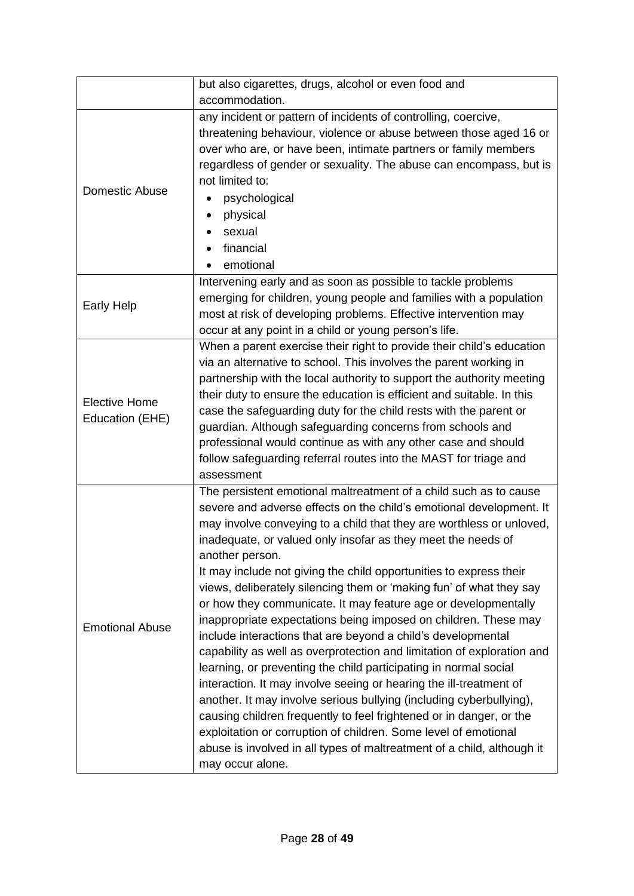| | |
|---|---|
| | but also cigarettes, drugs, alcohol or even food and accommodation. |
| Domestic Abuse | any incident or pattern of incidents of controlling, coercive, threatening behaviour, violence or abuse between those aged 16 or over who are, or have been, intimate partners or family members regardless of gender or sexuality. The abuse can encompass, but is not limited to:<br>• psychological<br>• physical<br>• sexual<br>• financial<br>• emotional |
| Early Help | Intervening early and as soon as possible to tackle problems emerging for children, young people and families with a population most at risk of developing problems. Effective intervention may occur at any point in a child or young person's life. |
| Elective Home Education (EHE) | When a parent exercise their right to provide their child's education via an alternative to school. This involves the parent working in partnership with the local authority to support the authority meeting their duty to ensure the education is efficient and suitable. In this case the safeguarding duty for the child rests with the parent or guardian. Although safeguarding concerns from schools and professional would continue as with any other case and should follow safeguarding referral routes into the MAST for triage and assessment |
| Emotional Abuse | The persistent emotional maltreatment of a child such as to cause severe and adverse effects on the child's emotional development. It may involve conveying to a child that they are worthless or unloved, inadequate, or valued only insofar as they meet the needs of another person.<br>It may include not giving the child opportunities to express their views, deliberately silencing them or 'making fun' of what they say or how they communicate. It may feature age or developmentally inappropriate expectations being imposed on children. These may include interactions that are beyond a child's developmental capability as well as overprotection and limitation of exploration and learning, or preventing the child participating in normal social interaction. It may involve seeing or hearing the ill-treatment of another. It may involve serious bullying (including cyberbullying), causing children frequently to feel frightened or in danger, or the exploitation or corruption of children. Some level of emotional abuse is involved in all types of maltreatment of a child, although it may occur alone. |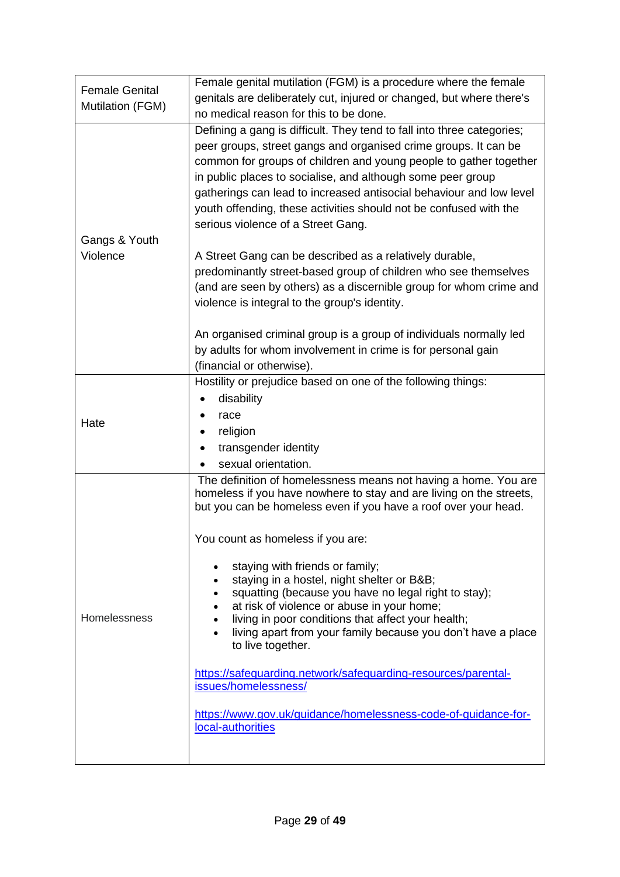| | |
|---|---|
| Female Genital Mutilation (FGM) | Female genital mutilation (FGM) is a procedure where the female genitals are deliberately cut, injured or changed, but where there's no medical reason for this to be done. |
| Gangs & Youth Violence | Defining a gang is difficult. They tend to fall into three categories; peer groups, street gangs and organised crime groups. It can be common for groups of children and young people to gather together in public places to socialise, and although some peer group gatherings can lead to increased antisocial behaviour and low level youth offending, these activities should not be confused with the serious violence of a Street Gang.<br><br>A Street Gang can be described as a relatively durable, predominantly street-based group of children who see themselves (and are seen by others) as a discernible group for whom crime and violence is integral to the group's identity.<br><br>An organised criminal group is a group of individuals normally led by adults for whom involvement in crime is for personal gain (financial or otherwise). |
| Hate | Hostility or prejudice based on one of the following things:<br>• disability<br>• race<br>• religion<br>• transgender identity<br>• sexual orientation. |
| Homelessness | The definition of homelessness means not having a home. You are homeless if you have nowhere to stay and are living on the streets, but you can be homeless even if you have a roof over your head.<br><br>You count as homeless if you are:<br><br>• staying with friends or family;<br>• staying in a hostel, night shelter or B&B;<br>• squatting (because you have no legal right to stay);<br>• at risk of violence or abuse in your home;<br>• living in poor conditions that affect your health;<br>• living apart from your family because you don't have a place to live together.<br><br>https://safeguarding.network/safeguarding-resources/parental-issues/homelessness/<br><br>https://www.gov.uk/guidance/homelessness-code-of-guidance-for-local-authorities |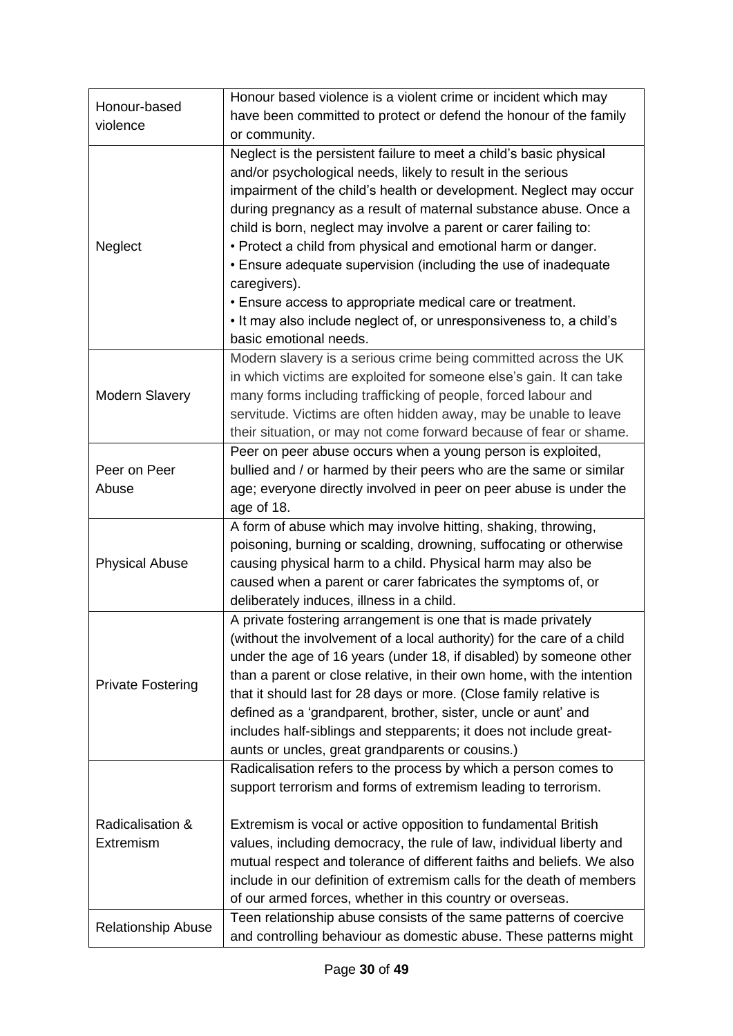| | |
|---|---|
| Honour-based violence | Honour based violence is a violent crime or incident which may have been committed to protect or defend the honour of the family or community. |
| Neglect | Neglect is the persistent failure to meet a child's basic physical and/or psychological needs, likely to result in the serious impairment of the child's health or development. Neglect may occur during pregnancy as a result of maternal substance abuse. Once a child is born, neglect may involve a parent or carer failing to:<br>• Protect a child from physical and emotional harm or danger.<br>• Ensure adequate supervision (including the use of inadequate caregivers).<br>• Ensure access to appropriate medical care or treatment.<br>• It may also include neglect of, or unresponsiveness to, a child's basic emotional needs. |
| Modern Slavery | Modern slavery is a serious crime being committed across the UK in which victims are exploited for someone else's gain. It can take many forms including trafficking of people, forced labour and servitude. Victims are often hidden away, may be unable to leave their situation, or may not come forward because of fear or shame. |
| Peer on Peer Abuse | Peer on peer abuse occurs when a young person is exploited, bullied and / or harmed by their peers who are the same or similar age; everyone directly involved in peer on peer abuse is under the age of 18. |
| Physical Abuse | A form of abuse which may involve hitting, shaking, throwing, poisoning, burning or scalding, drowning, suffocating or otherwise causing physical harm to a child. Physical harm may also be caused when a parent or carer fabricates the symptoms of, or deliberately induces, illness in a child. |
| Private Fostering | A private fostering arrangement is one that is made privately (without the involvement of a local authority) for the care of a child under the age of 16 years (under 18, if disabled) by someone other than a parent or close relative, in their own home, with the intention that it should last for 28 days or more. (Close family relative is defined as a 'grandparent, brother, sister, uncle or aunt' and includes half-siblings and stepparents; it does not include great-aunts or uncles, great grandparents or cousins.) |
| Radicalisation & Extremism | Radicalisation refers to the process by which a person comes to support terrorism and forms of extremism leading to terrorism.<br><br>Extremism is vocal or active opposition to fundamental British values, including democracy, the rule of law, individual liberty and mutual respect and tolerance of different faiths and beliefs. We also include in our definition of extremism calls for the death of members of our armed forces, whether in this country or overseas. |
| Relationship Abuse | Teen relationship abuse consists of the same patterns of coercive and controlling behaviour as domestic abuse. These patterns might |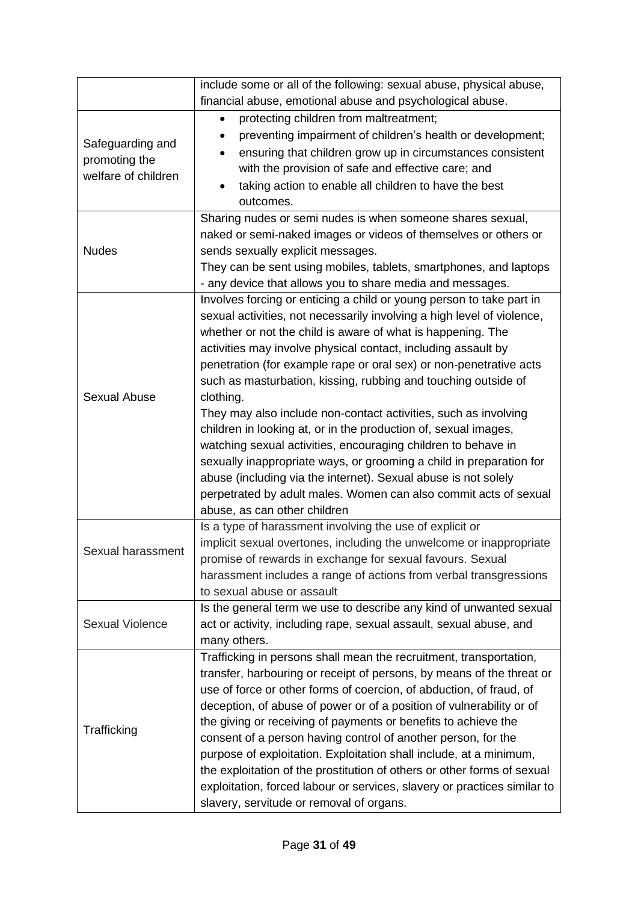| | |
|---|---|
| | include some or all of the following: sexual abuse, physical abuse, financial abuse, emotional abuse and psychological abuse. |
| Safeguarding and promoting the welfare of children | • protecting children from maltreatment;<br>• preventing impairment of children's health or development;<br>• ensuring that children grow up in circumstances consistent with the provision of safe and effective care; and<br>• taking action to enable all children to have the best outcomes. |
| Nudes | Sharing nudes or semi nudes is when someone shares sexual, naked or semi-naked images or videos of themselves or others or sends sexually explicit messages.<br>They can be sent using mobiles, tablets, smartphones, and laptops - any device that allows you to share media and messages. |
| Sexual Abuse | Involves forcing or enticing a child or young person to take part in sexual activities, not necessarily involving a high level of violence, whether or not the child is aware of what is happening. The activities may involve physical contact, including assault by penetration (for example rape or oral sex) or non-penetrative acts such as masturbation, kissing, rubbing and touching outside of clothing.<br>They may also include non-contact activities, such as involving children in looking at, or in the production of, sexual images, watching sexual activities, encouraging children to behave in sexually inappropriate ways, or grooming a child in preparation for abuse (including via the internet). Sexual abuse is not solely perpetrated by adult males. Women can also commit acts of sexual abuse, as can other children |
| Sexual harassment | Is a type of harassment involving the use of explicit or implicit sexual overtones, including the unwelcome or inappropriate promise of rewards in exchange for sexual favours. Sexual harassment includes a range of actions from verbal transgressions to sexual abuse or assault |
| Sexual Violence | Is the general term we use to describe any kind of unwanted sexual act or activity, including rape, sexual assault, sexual abuse, and many others. |
| Trafficking | Trafficking in persons shall mean the recruitment, transportation, transfer, harbouring or receipt of persons, by means of the threat or use of force or other forms of coercion, of abduction, of fraud, of deception, of abuse of power or of a position of vulnerability or of the giving or receiving of payments or benefits to achieve the consent of a person having control of another person, for the purpose of exploitation. Exploitation shall include, at a minimum, the exploitation of the prostitution of others or other forms of sexual exploitation, forced labour or services, slavery or practices similar to slavery, servitude or removal of organs. |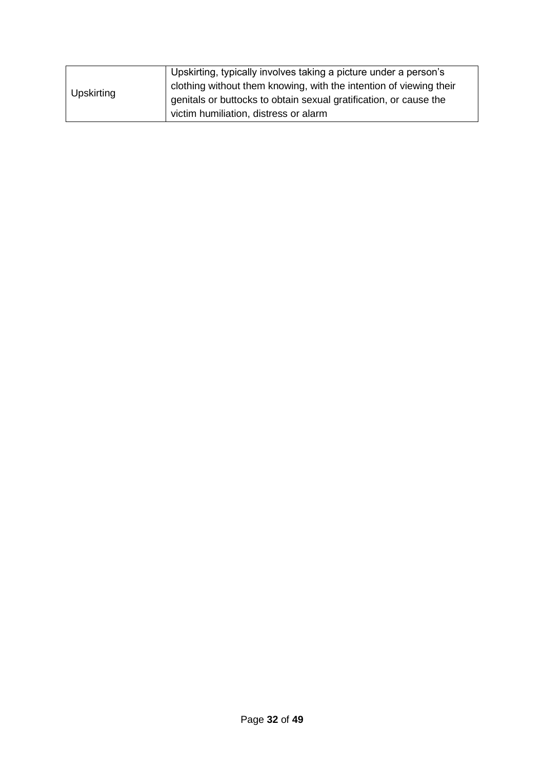| | |
|---|---|
| Upskirting | Upskirting, typically involves taking a picture under a person's clothing without them knowing, with the intention of viewing their genitals or buttocks to obtain sexual gratification, or cause the victim humiliation, distress or alarm |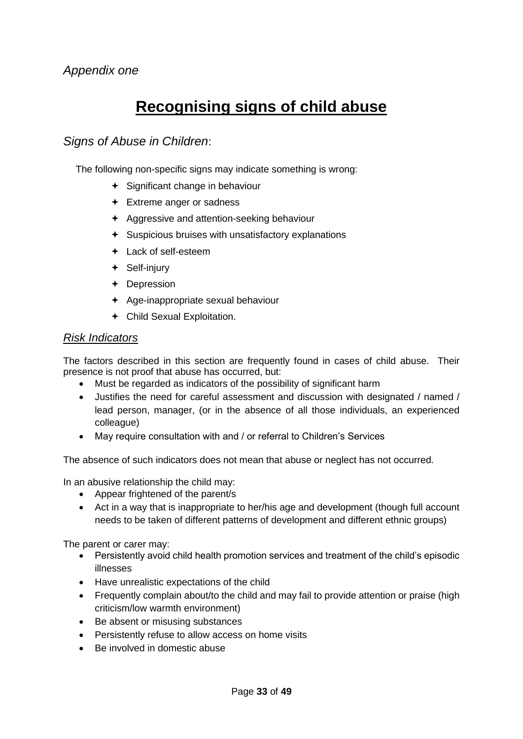*Appendix one*

# Recognising signs of child abuse

## *Signs of Abuse in Children*:

The following non-specific signs may indicate something is wrong:

- Significant change in behaviour
- Extreme anger or sadness
- Aggressive and attention-seeking behaviour
- Suspicious bruises with unsatisfactory explanations
- Lack of self-esteem
- Self-injury
- Depression
- Age-inappropriate sexual behaviour
- Child Sexual Exploitation.

### *Risk Indicators*

The factors described in this section are frequently found in cases of child abuse. Their presence is not proof that abuse has occurred, but:

- Must be regarded as indicators of the possibility of significant harm
- Justifies the need for careful assessment and discussion with designated / named / lead person, manager, (or in the absence of all those individuals, an experienced colleague)
- May require consultation with and / or referral to Children's Services

The absence of such indicators does not mean that abuse or neglect has not occurred.

In an abusive relationship the child may:

- Appear frightened of the parent/s
- Act in a way that is inappropriate to her/his age and development (though full account needs to be taken of different patterns of development and different ethnic groups)

The parent or carer may:

- Persistently avoid child health promotion services and treatment of the child's episodic illnesses
- Have unrealistic expectations of the child
- Frequently complain about/to the child and may fail to provide attention or praise (high criticism/low warmth environment)
- Be absent or misusing substances
- Persistently refuse to allow access on home visits
- Be involved in domestic abuse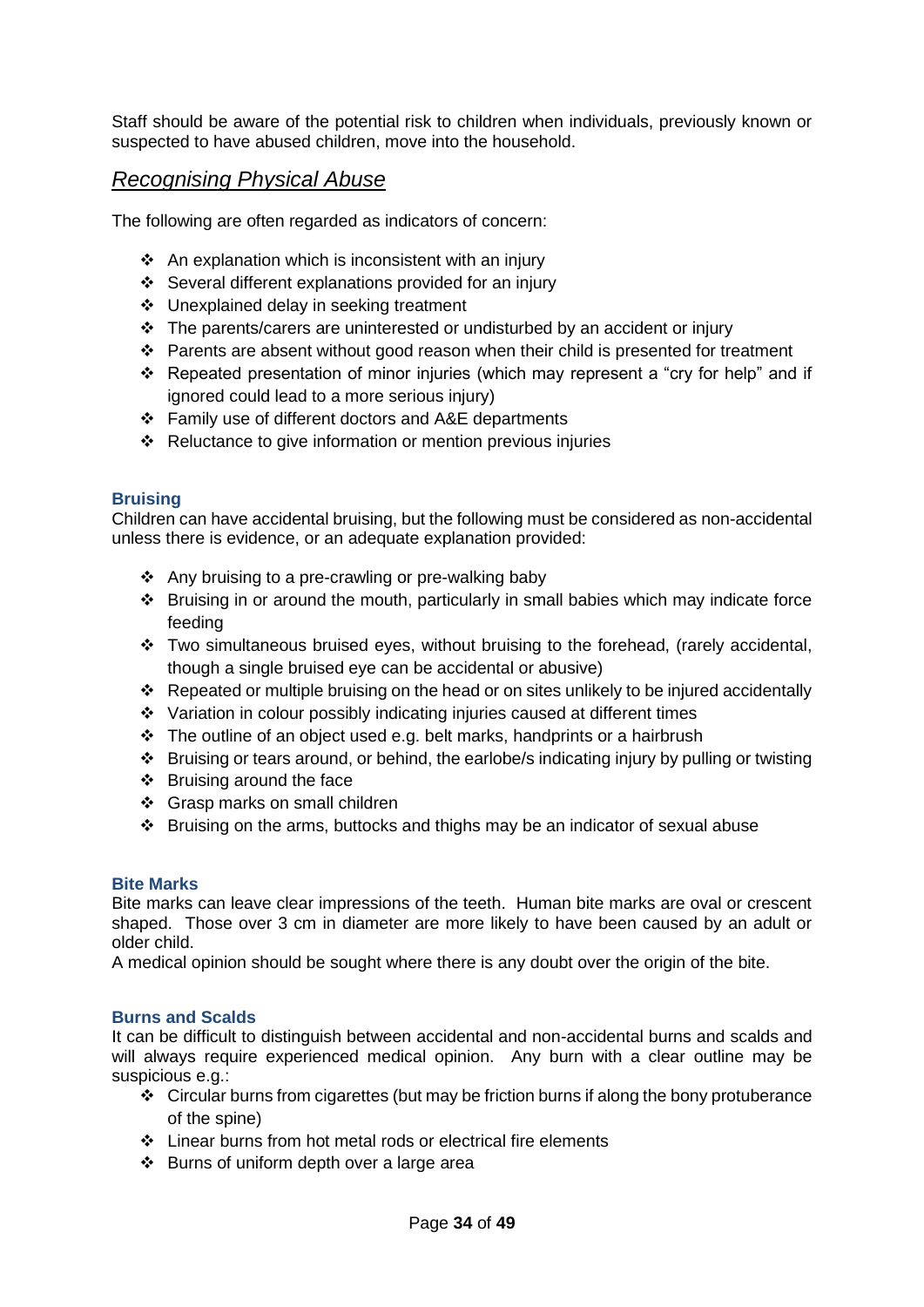Staff should be aware of the potential risk to children when individuals, previously known or suspected to have abused children, move into the household.

## *Recognising Physical Abuse*

The following are often regarded as indicators of concern:

- An explanation which is inconsistent with an injury
- Several different explanations provided for an injury
- Unexplained delay in seeking treatment
- The parents/carers are uninterested or undisturbed by an accident or injury
- Parents are absent without good reason when their child is presented for treatment
- Repeated presentation of minor injuries (which may represent a "cry for help" and if ignored could lead to a more serious injury)
- Family use of different doctors and A&E departments
- Reluctance to give information or mention previous injuries

### Bruising

Children can have accidental bruising, but the following must be considered as non-accidental unless there is evidence, or an adequate explanation provided:

- Any bruising to a pre-crawling or pre-walking baby
- Bruising in or around the mouth, particularly in small babies which may indicate force feeding
- Two simultaneous bruised eyes, without bruising to the forehead, (rarely accidental, though a single bruised eye can be accidental or abusive)
- Repeated or multiple bruising on the head or on sites unlikely to be injured accidentally
- Variation in colour possibly indicating injuries caused at different times
- The outline of an object used e.g. belt marks, handprints or a hairbrush
- Bruising or tears around, or behind, the earlobe/s indicating injury by pulling or twisting
- Bruising around the face
- Grasp marks on small children
- Bruising on the arms, buttocks and thighs may be an indicator of sexual abuse

### Bite Marks

Bite marks can leave clear impressions of the teeth. Human bite marks are oval or crescent shaped. Those over 3 cm in diameter are more likely to have been caused by an adult or older child.

A medical opinion should be sought where there is any doubt over the origin of the bite.

### Burns and Scalds

It can be difficult to distinguish between accidental and non-accidental burns and scalds and will always require experienced medical opinion. Any burn with a clear outline may be suspicious e.g.:

- Circular burns from cigarettes (but may be friction burns if along the bony protuberance of the spine)
- Linear burns from hot metal rods or electrical fire elements
- Burns of uniform depth over a large area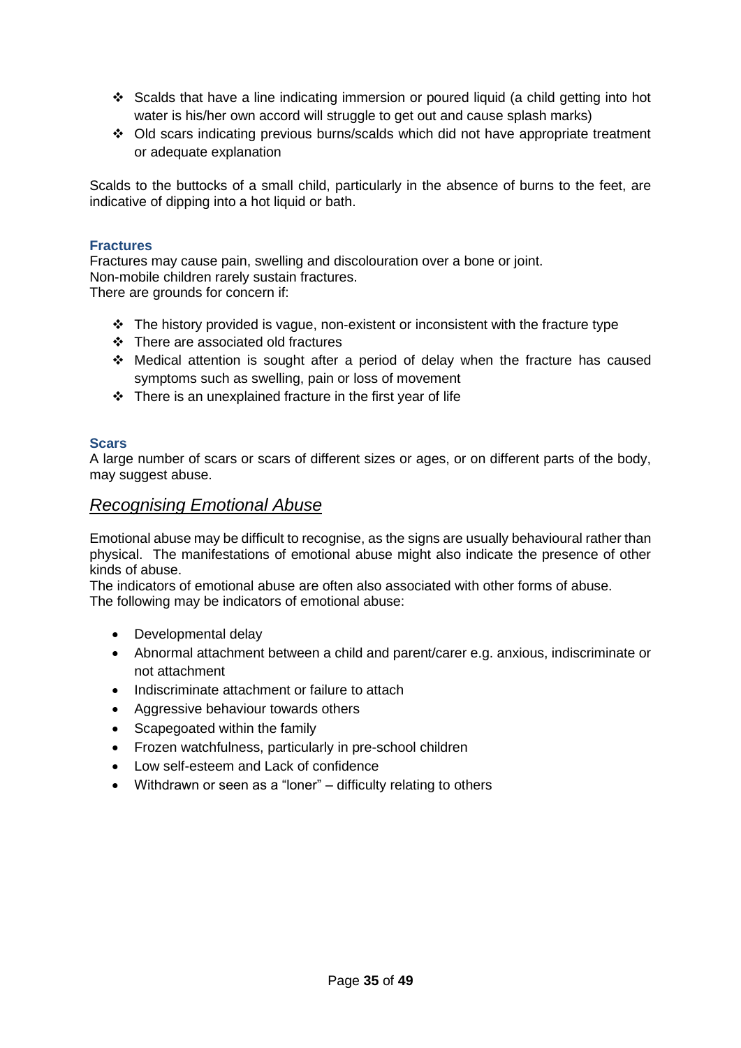- Scalds that have a line indicating immersion or poured liquid (a child getting into hot water is his/her own accord will struggle to get out and cause splash marks)
- Old scars indicating previous burns/scalds which did not have appropriate treatment or adequate explanation

Scalds to the buttocks of a small child, particularly in the absence of burns to the feet, are indicative of dipping into a hot liquid or bath.

#### Fractures

Fractures may cause pain, swelling and discolouration over a bone or joint.
Non-mobile children rarely sustain fractures.
There are grounds for concern if:

- The history provided is vague, non-existent or inconsistent with the fracture type
- There are associated old fractures
- Medical attention is sought after a period of delay when the fracture has caused symptoms such as swelling, pain or loss of movement
- There is an unexplained fracture in the first year of life

#### Scars

A large number of scars or scars of different sizes or ages, or on different parts of the body, may suggest abuse.

### *<u>Recognising Emotional Abuse</u>*

Emotional abuse may be difficult to recognise, as the signs are usually behavioural rather than physical. The manifestations of emotional abuse might also indicate the presence of other kinds of abuse.
The indicators of emotional abuse are often also associated with other forms of abuse.
The following may be indicators of emotional abuse:

- Developmental delay
- Abnormal attachment between a child and parent/carer e.g. anxious, indiscriminate or not attachment
- Indiscriminate attachment or failure to attach
- Aggressive behaviour towards others
- Scapegoated within the family
- Frozen watchfulness, particularly in pre-school children
- Low self-esteem and Lack of confidence
- Withdrawn or seen as a "loner" – difficulty relating to others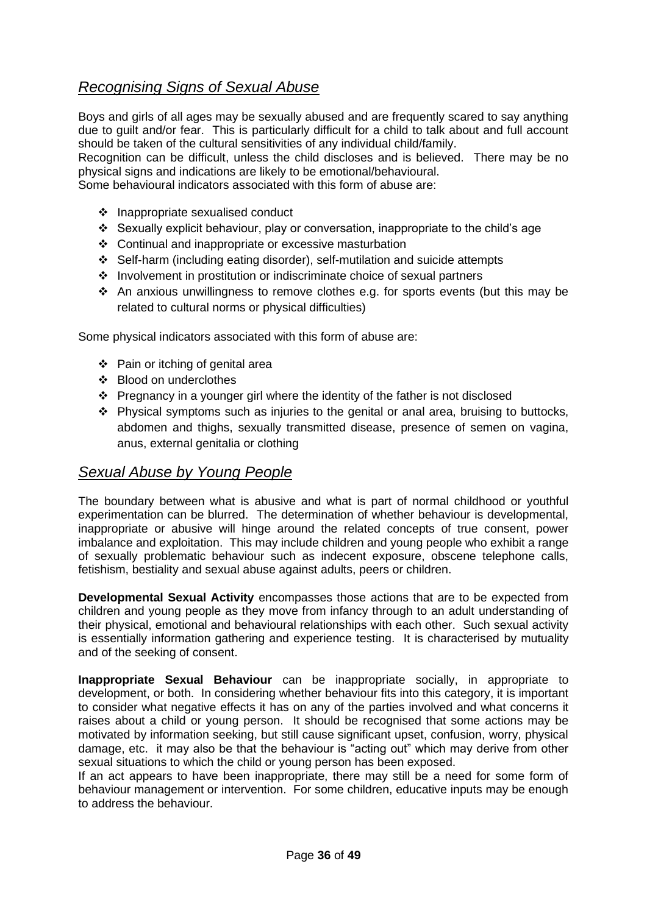## *Recognising Signs of Sexual Abuse*

Boys and girls of all ages may be sexually abused and are frequently scared to say anything due to guilt and/or fear. This is particularly difficult for a child to talk about and full account should be taken of the cultural sensitivities of any individual child/family.

Recognition can be difficult, unless the child discloses and is believed. There may be no physical signs and indications are likely to be emotional/behavioural.

Some behavioural indicators associated with this form of abuse are:

- Inappropriate sexualised conduct
- Sexually explicit behaviour, play or conversation, inappropriate to the child's age
- Continual and inappropriate or excessive masturbation
- Self-harm (including eating disorder), self-mutilation and suicide attempts
- Involvement in prostitution or indiscriminate choice of sexual partners
- An anxious unwillingness to remove clothes e.g. for sports events (but this may be related to cultural norms or physical difficulties)

Some physical indicators associated with this form of abuse are:

- Pain or itching of genital area
- Blood on underclothes
- Pregnancy in a younger girl where the identity of the father is not disclosed
- Physical symptoms such as injuries to the genital or anal area, bruising to buttocks, abdomen and thighs, sexually transmitted disease, presence of semen on vagina, anus, external genitalia or clothing

## *Sexual Abuse by Young People*

The boundary between what is abusive and what is part of normal childhood or youthful experimentation can be blurred. The determination of whether behaviour is developmental, inappropriate or abusive will hinge around the related concepts of true consent, power imbalance and exploitation. This may include children and young people who exhibit a range of sexually problematic behaviour such as indecent exposure, obscene telephone calls, fetishism, bestiality and sexual abuse against adults, peers or children.

**Developmental Sexual Activity** encompasses those actions that are to be expected from children and young people as they move from infancy through to an adult understanding of their physical, emotional and behavioural relationships with each other. Such sexual activity is essentially information gathering and experience testing. It is characterised by mutuality and of the seeking of consent.

**Inappropriate Sexual Behaviour** can be inappropriate socially, in appropriate to development, or both. In considering whether behaviour fits into this category, it is important to consider what negative effects it has on any of the parties involved and what concerns it raises about a child or young person. It should be recognised that some actions may be motivated by information seeking, but still cause significant upset, confusion, worry, physical damage, etc. it may also be that the behaviour is "acting out" which may derive from other sexual situations to which the child or young person has been exposed.

If an act appears to have been inappropriate, there may still be a need for some form of behaviour management or intervention. For some children, educative inputs may be enough to address the behaviour.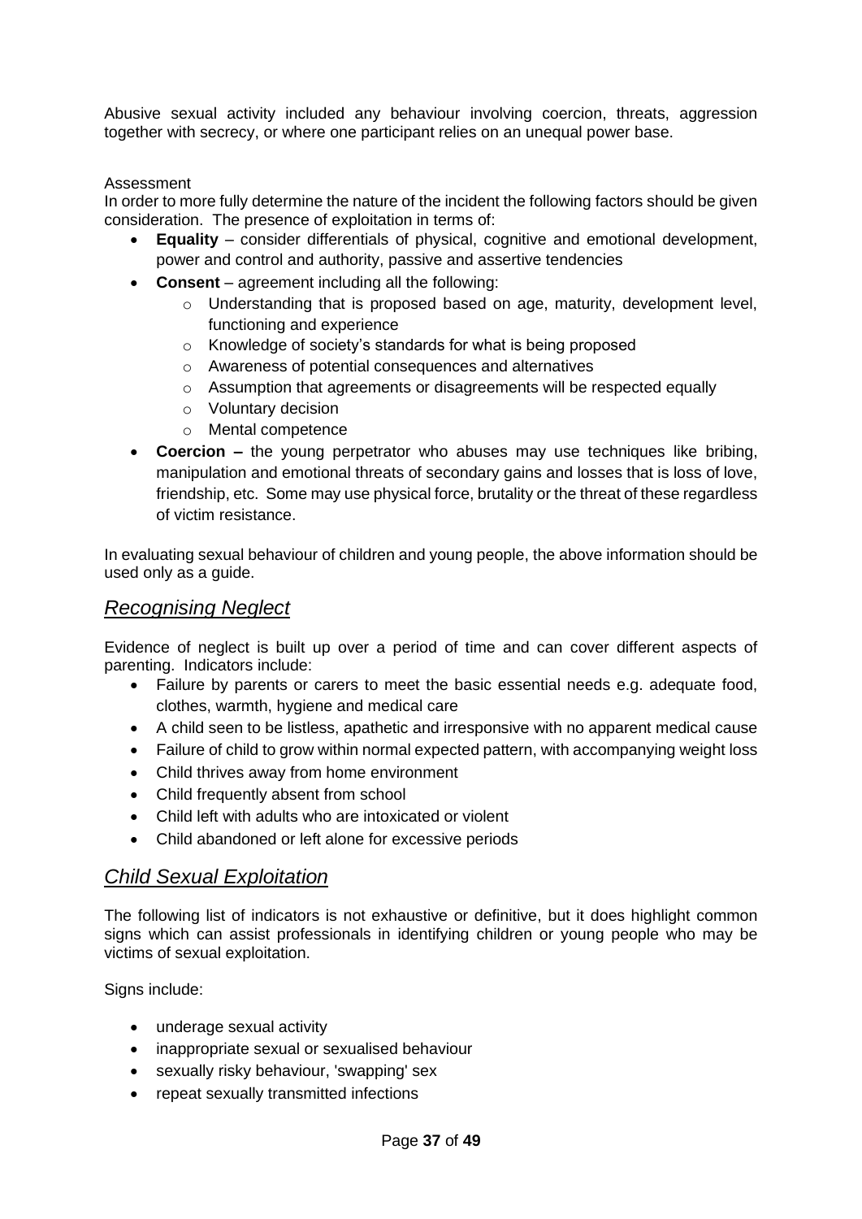Abusive sexual activity included any behaviour involving coercion, threats, aggression together with secrecy, or where one participant relies on an unequal power base.

Assessment

In order to more fully determine the nature of the incident the following factors should be given consideration. The presence of exploitation in terms of:

- **Equality** – consider differentials of physical, cognitive and emotional development, power and control and authority, passive and assertive tendencies
- **Consent** – agreement including all the following:
  - Understanding that is proposed based on age, maturity, development level, functioning and experience
  - Knowledge of society's standards for what is being proposed
  - Awareness of potential consequences and alternatives
  - Assumption that agreements or disagreements will be respected equally
  - Voluntary decision
  - Mental competence
- **Coercion –** the young perpetrator who abuses may use techniques like bribing, manipulation and emotional threats of secondary gains and losses that is loss of love, friendship, etc. Some may use physical force, brutality or the threat of these regardless of victim resistance.

In evaluating sexual behaviour of children and young people, the above information should be used only as a guide.

## *Recognising Neglect*

Evidence of neglect is built up over a period of time and can cover different aspects of parenting. Indicators include:

- Failure by parents or carers to meet the basic essential needs e.g. adequate food, clothes, warmth, hygiene and medical care
- A child seen to be listless, apathetic and irresponsive with no apparent medical cause
- Failure of child to grow within normal expected pattern, with accompanying weight loss
- Child thrives away from home environment
- Child frequently absent from school
- Child left with adults who are intoxicated or violent
- Child abandoned or left alone for excessive periods

## *Child Sexual Exploitation*

The following list of indicators is not exhaustive or definitive, but it does highlight common signs which can assist professionals in identifying children or young people who may be victims of sexual exploitation.

Signs include:

- underage sexual activity
- inappropriate sexual or sexualised behaviour
- sexually risky behaviour, 'swapping' sex
- repeat sexually transmitted infections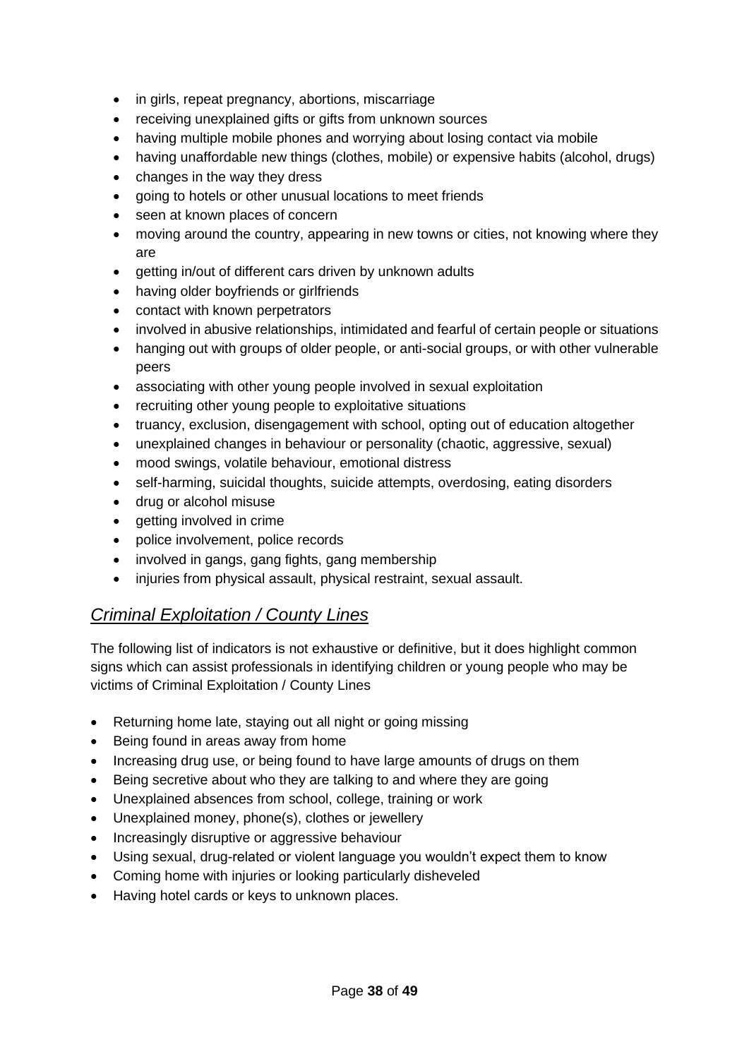- in girls, repeat pregnancy, abortions, miscarriage
- receiving unexplained gifts or gifts from unknown sources
- having multiple mobile phones and worrying about losing contact via mobile
- having unaffordable new things (clothes, mobile) or expensive habits (alcohol, drugs)
- changes in the way they dress
- going to hotels or other unusual locations to meet friends
- seen at known places of concern
- moving around the country, appearing in new towns or cities, not knowing where they are
- getting in/out of different cars driven by unknown adults
- having older boyfriends or girlfriends
- contact with known perpetrators
- involved in abusive relationships, intimidated and fearful of certain people or situations
- hanging out with groups of older people, or anti-social groups, or with other vulnerable peers
- associating with other young people involved in sexual exploitation
- recruiting other young people to exploitative situations
- truancy, exclusion, disengagement with school, opting out of education altogether
- unexplained changes in behaviour or personality (chaotic, aggressive, sexual)
- mood swings, volatile behaviour, emotional distress
- self-harming, suicidal thoughts, suicide attempts, overdosing, eating disorders
- drug or alcohol misuse
- getting involved in crime
- police involvement, police records
- involved in gangs, gang fights, gang membership
- injuries from physical assault, physical restraint, sexual assault.

## *Criminal Exploitation / County Lines*

The following list of indicators is not exhaustive or definitive, but it does highlight common signs which can assist professionals in identifying children or young people who may be victims of Criminal Exploitation / County Lines

- Returning home late, staying out all night or going missing
- Being found in areas away from home
- Increasing drug use, or being found to have large amounts of drugs on them
- Being secretive about who they are talking to and where they are going
- Unexplained absences from school, college, training or work
- Unexplained money, phone(s), clothes or jewellery
- Increasingly disruptive or aggressive behaviour
- Using sexual, drug-related or violent language you wouldn't expect them to know
- Coming home with injuries or looking particularly disheveled
- Having hotel cards or keys to unknown places.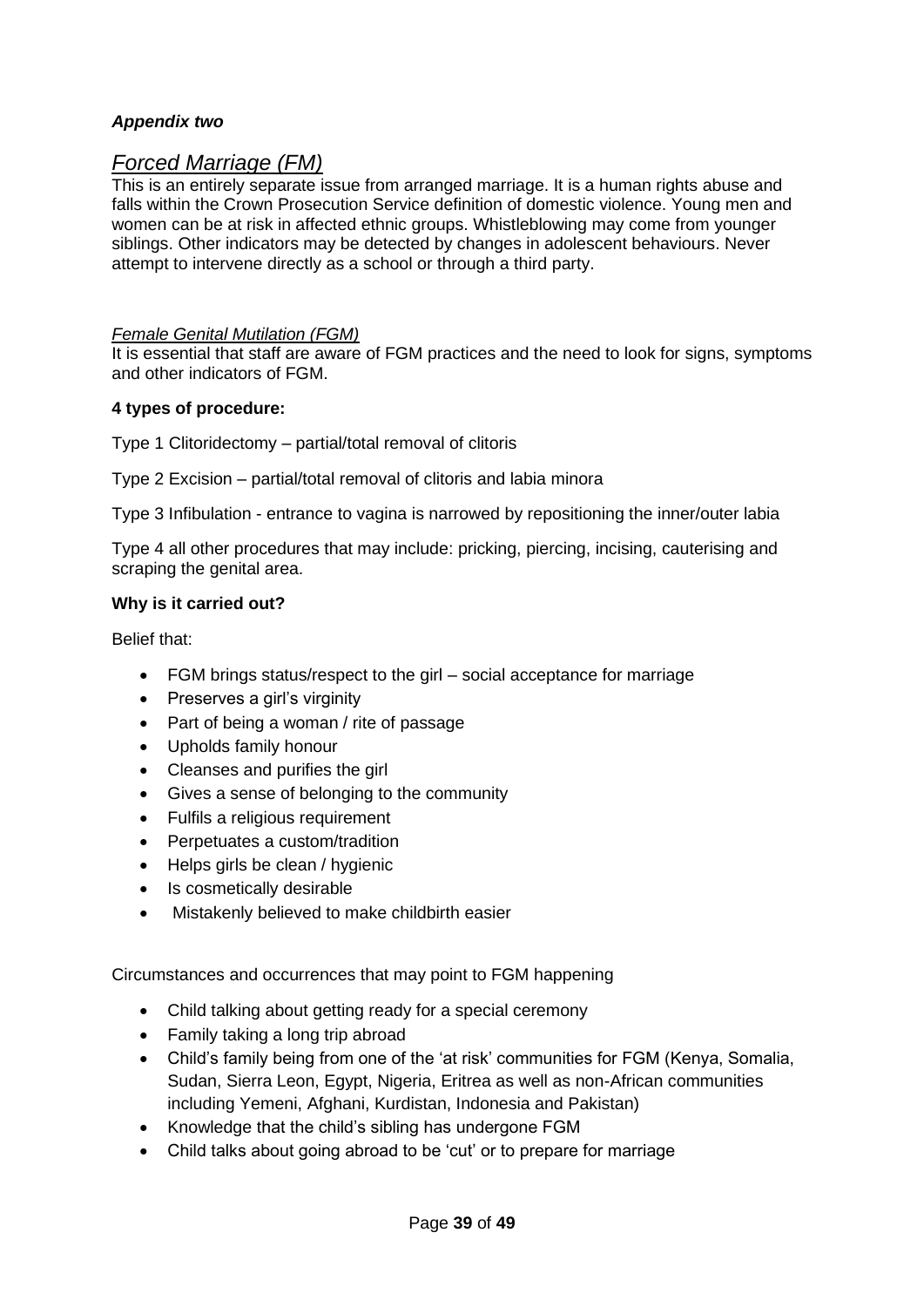***Appendix two***

## *Forced Marriage (FM)*

This is an entirely separate issue from arranged marriage. It is a human rights abuse and falls within the Crown Prosecution Service definition of domestic violence. Young men and women can be at risk in affected ethnic groups. Whistleblowing may come from younger siblings. Other indicators may be detected by changes in adolescent behaviours. Never attempt to intervene directly as a school or through a third party.

### *Female Genital Mutilation (FGM)*

It is essential that staff are aware of FGM practices and the need to look for signs, symptoms and other indicators of FGM.

**4 types of procedure:**

Type 1 Clitoridectomy – partial/total removal of clitoris

Type 2 Excision – partial/total removal of clitoris and labia minora

Type 3 Infibulation - entrance to vagina is narrowed by repositioning the inner/outer labia

Type 4 all other procedures that may include: pricking, piercing, incising, cauterising and scraping the genital area.

**Why is it carried out?**

Belief that:

- FGM brings status/respect to the girl – social acceptance for marriage
- Preserves a girl's virginity
- Part of being a woman / rite of passage
- Upholds family honour
- Cleanses and purifies the girl
- Gives a sense of belonging to the community
- Fulfils a religious requirement
- Perpetuates a custom/tradition
- Helps girls be clean / hygienic
- Is cosmetically desirable
- Mistakenly believed to make childbirth easier

Circumstances and occurrences that may point to FGM happening

- Child talking about getting ready for a special ceremony
- Family taking a long trip abroad
- Child's family being from one of the 'at risk' communities for FGM (Kenya, Somalia, Sudan, Sierra Leon, Egypt, Nigeria, Eritrea as well as non-African communities including Yemeni, Afghani, Kurdistan, Indonesia and Pakistan)
- Knowledge that the child's sibling has undergone FGM
- Child talks about going abroad to be 'cut' or to prepare for marriage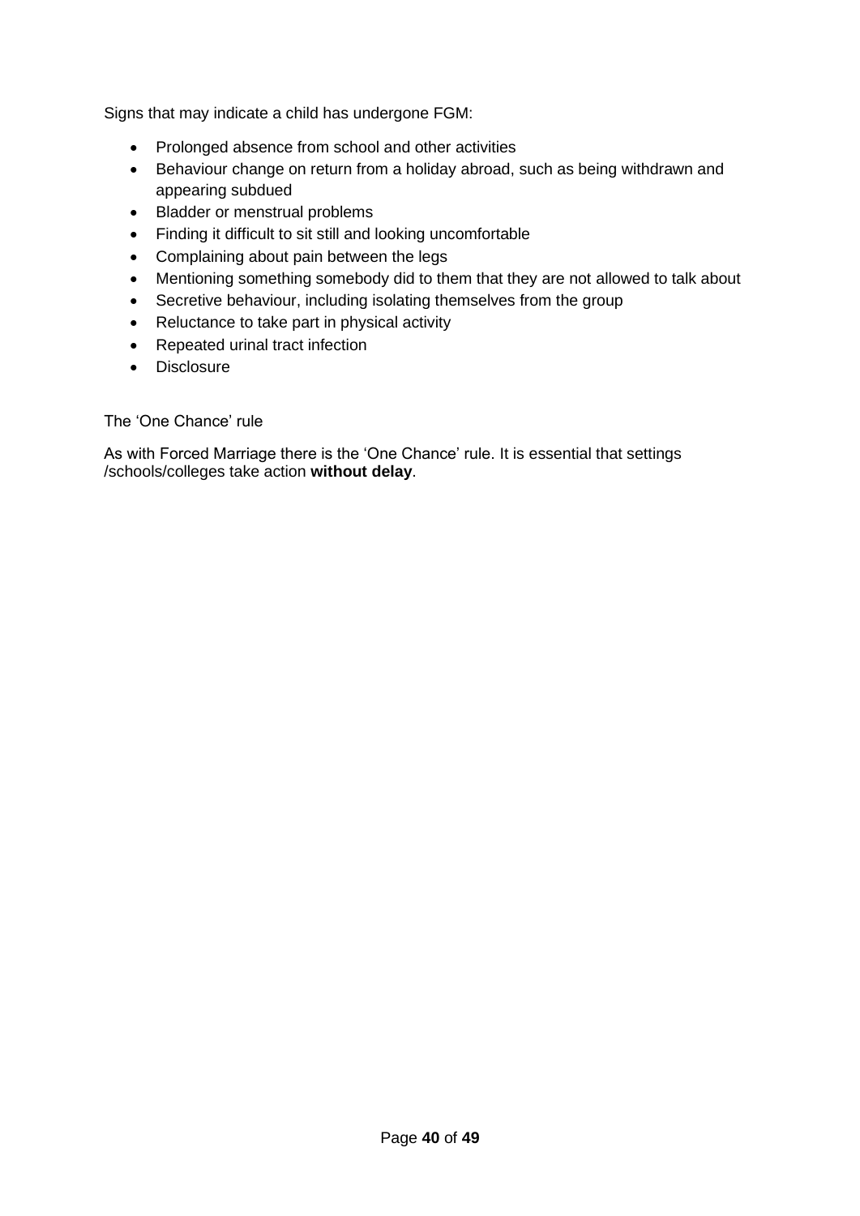Signs that may indicate a child has undergone FGM:

- Prolonged absence from school and other activities
- Behaviour change on return from a holiday abroad, such as being withdrawn and appearing subdued
- Bladder or menstrual problems
- Finding it difficult to sit still and looking uncomfortable
- Complaining about pain between the legs
- Mentioning something somebody did to them that they are not allowed to talk about
- Secretive behaviour, including isolating themselves from the group
- Reluctance to take part in physical activity
- Repeated urinal tract infection
- Disclosure

The 'One Chance' rule

As with Forced Marriage there is the 'One Chance' rule. It is essential that settings /schools/colleges take action **without delay**.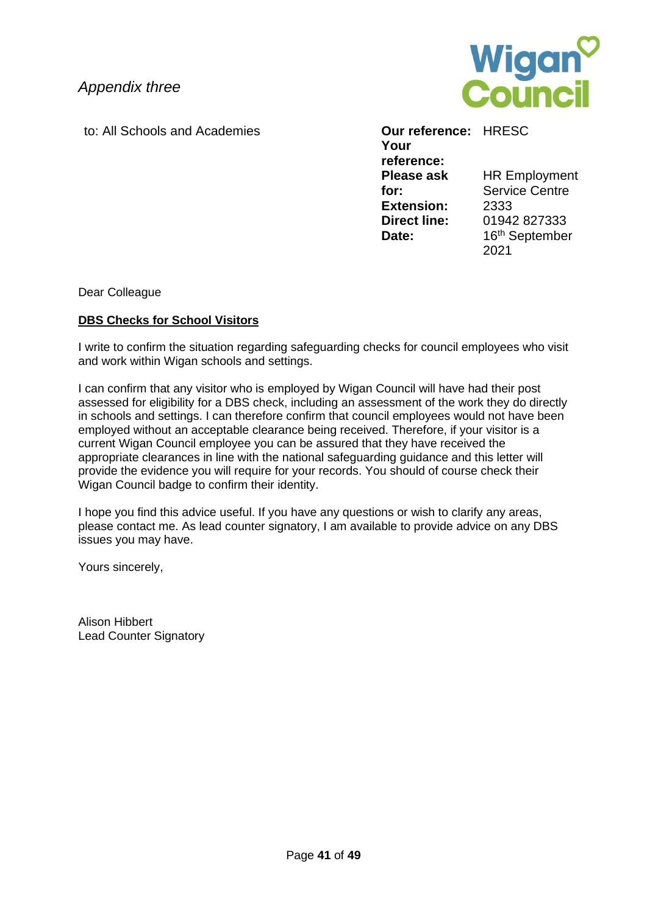*Appendix three*

to: All Schools and Academies

| | |
|---|---|
| **Our reference:** | HRESC |
| **Your reference:** | |
| **Please ask for:** | HR Employment Service Centre |
| **Extension:** | 2333 |
| **Direct line:** | 01942 827333 |
| **Date:** | 16th September 2021 |

Dear Colleague

**<u>DBS Checks for School Visitors</u>**

I write to confirm the situation regarding safeguarding checks for council employees who visit and work within Wigan schools and settings.

I can confirm that any visitor who is employed by Wigan Council will have had their post assessed for eligibility for a DBS check, including an assessment of the work they do directly in schools and settings. I can therefore confirm that council employees would not have been employed without an acceptable clearance being received. Therefore, if your visitor is a current Wigan Council employee you can be assured that they have received the appropriate clearances in line with the national safeguarding guidance and this letter will provide the evidence you will require for your records. You should of course check their Wigan Council badge to confirm their identity.

I hope you find this advice useful. If you have any questions or wish to clarify any areas, please contact me. As lead counter signatory, I am available to provide advice on any DBS issues you may have.

Yours sincerely,

Alison Hibbert
Lead Counter Signatory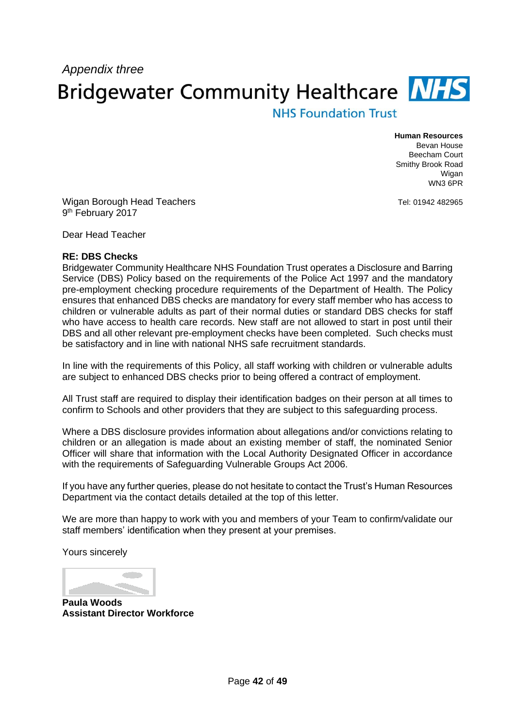*Appendix three*

**Bridgewater Community Healthcare NHS**

**NHS Foundation Trust**

**Human Resources**
Bevan House
Beecham Court
Smithy Brook Road
Wigan
WN3 6PR

Tel: 01942 482965

Wigan Borough Head Teachers
9th February 2017

Dear Head Teacher

**RE: DBS Checks**
Bridgewater Community Healthcare NHS Foundation Trust operates a Disclosure and Barring Service (DBS) Policy based on the requirements of the Police Act 1997 and the mandatory pre-employment checking procedure requirements of the Department of Health. The Policy ensures that enhanced DBS checks are mandatory for every staff member who has access to children or vulnerable adults as part of their normal duties or standard DBS checks for staff who have access to health care records. New staff are not allowed to start in post until their DBS and all other relevant pre-employment checks have been completed. Such checks must be satisfactory and in line with national NHS safe recruitment standards.

In line with the requirements of this Policy, all staff working with children or vulnerable adults are subject to enhanced DBS checks prior to being offered a contract of employment.

All Trust staff are required to display their identification badges on their person at all times to confirm to Schools and other providers that they are subject to this safeguarding process.

Where a DBS disclosure provides information about allegations and/or convictions relating to children or an allegation is made about an existing member of staff, the nominated Senior Officer will share that information with the Local Authority Designated Officer in accordance with the requirements of Safeguarding Vulnerable Groups Act 2006.

If you have any further queries, please do not hesitate to contact the Trust's Human Resources Department via the contact details detailed at the top of this letter.

We are more than happy to work with you and members of your Team to confirm/validate our staff members' identification when they present at your premises.

Yours sincerely

**Paula Woods**
**Assistant Director Workforce**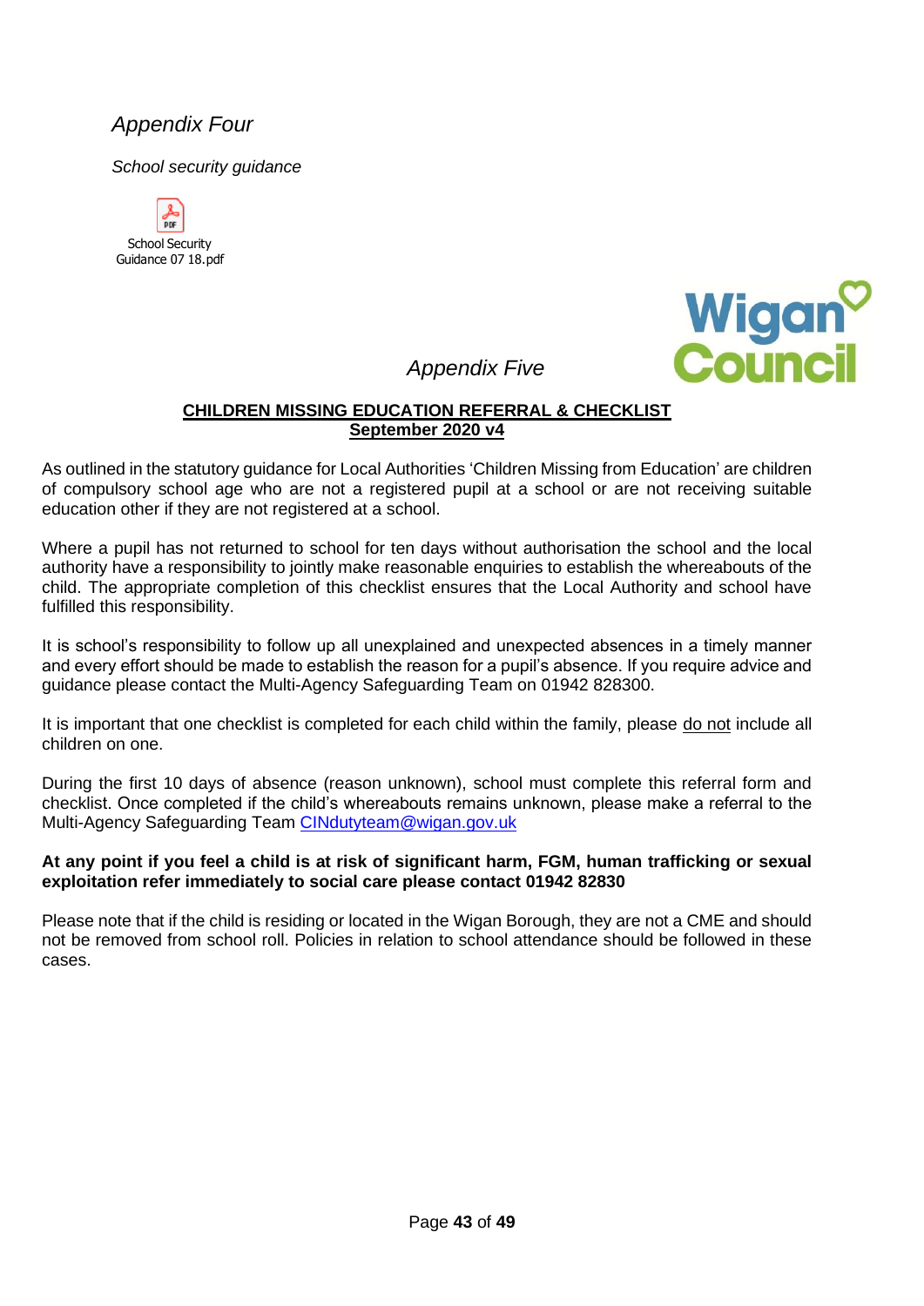*Appendix Four*

*School security guidance*

School Security Guidance 07 18.pdf

*Appendix Five*

**CHILDREN MISSING EDUCATION REFERRAL & CHECKLIST**
**September 2020 v4**

As outlined in the statutory guidance for Local Authorities 'Children Missing from Education' are children of compulsory school age who are not a registered pupil at a school or are not receiving suitable education other if they are not registered at a school.

Where a pupil has not returned to school for ten days without authorisation the school and the local authority have a responsibility to jointly make reasonable enquiries to establish the whereabouts of the child. The appropriate completion of this checklist ensures that the Local Authority and school have fulfilled this responsibility.

It is school's responsibility to follow up all unexplained and unexpected absences in a timely manner and every effort should be made to establish the reason for a pupil's absence. If you require advice and guidance please contact the Multi-Agency Safeguarding Team on 01942 828300.

It is important that one checklist is completed for each child within the family, please do not include all children on one.

During the first 10 days of absence (reason unknown), school must complete this referral form and checklist. Once completed if the child's whereabouts remains unknown, please make a referral to the Multi-Agency Safeguarding Team CINdutyteam@wigan.gov.uk

**At any point if you feel a child is at risk of significant harm, FGM, human trafficking or sexual exploitation refer immediately to social care please contact 01942 82830**

Please note that if the child is residing or located in the Wigan Borough, they are not a CME and should not be removed from school roll. Policies in relation to school attendance should be followed in these cases.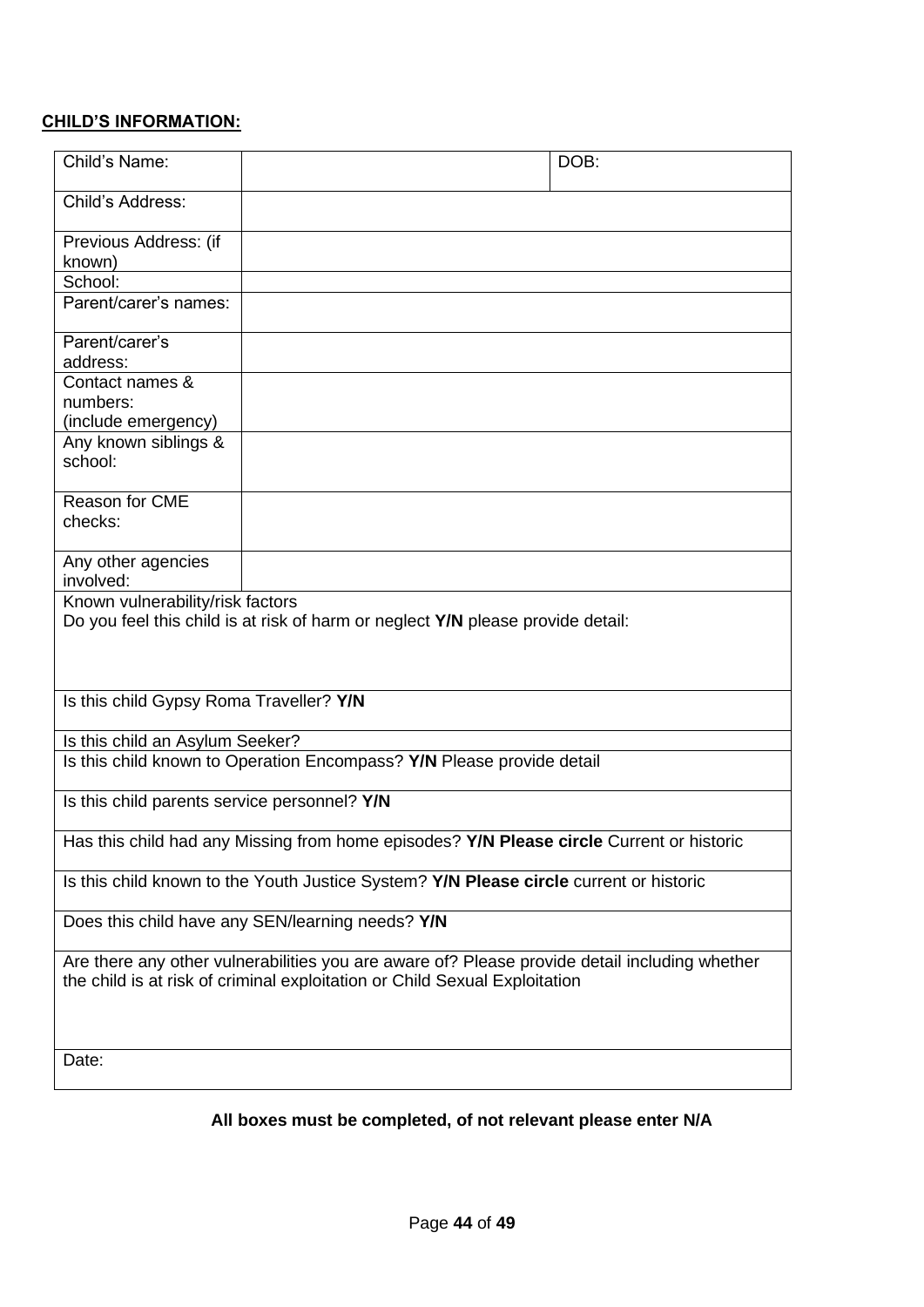**CHILD'S INFORMATION:**

| Child's Name: | | DOB: |
|---|---|---|
| Child's Address: | | |
| Previous Address: (if known) | | |
| School: | | |
| Parent/carer's names: | | |
| Parent/carer's address: | | |
| Contact names & numbers: (include emergency) | | |
| Any known siblings & school: | | |
| Reason for CME checks: | | |
| Any other agencies involved: | | |
| Known vulnerability/risk factors<br>Do you feel this child is at risk of harm or neglect **Y/N** please provide detail: | | |
| Is this child Gypsy Roma Traveller? **Y/N** | | |
| Is this child an Asylum Seeker? | | |
| Is this child known to Operation Encompass? **Y/N** Please provide detail | | |
| Is this child parents service personnel? **Y/N** | | |
| Has this child had any Missing from home episodes? **Y/N Please circle** Current or historic | | |
| Is this child known to the Youth Justice System? **Y/N Please circle** current or historic | | |
| Does this child have any SEN/learning needs? **Y/N** | | |
| Are there any other vulnerabilities you are aware of? Please provide detail including whether the child is at risk of criminal exploitation or Child Sexual Exploitation | | |
| Date: | | |

**All boxes must be completed, of not relevant please enter N/A**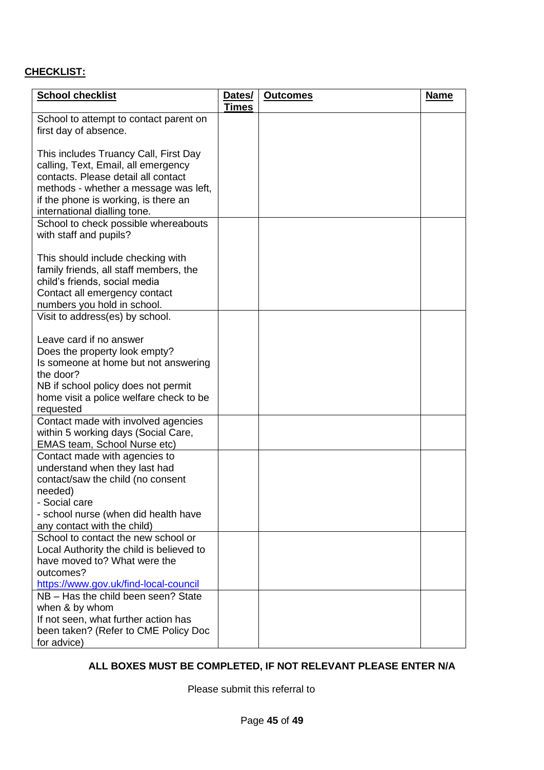**CHECKLIST:**

| **School checklist** | **Dates/ Times** | **Outcomes** | **Name** |
|---|---|---|---|
| School to attempt to contact parent on first day of absence.<br><br>This includes Truancy Call, First Day calling, Text, Email, all emergency contacts. Please detail all contact methods - whether a message was left, if the phone is working, is there an international dialling tone. | | | |
| School to check possible whereabouts with staff and pupils?<br><br>This should include checking with family friends, all staff members, the child's friends, social media<br>Contact all emergency contact numbers you hold in school. | | | |
| Visit to address(es) by school.<br><br>Leave card if no answer<br>Does the property look empty?<br>Is someone at home but not answering the door?<br>NB if school policy does not permit home visit a police welfare check to be requested | | | |
| Contact made with involved agencies within 5 working days (Social Care, EMAS team, School Nurse etc) | | | |
| Contact made with agencies to understand when they last had contact/saw the child (no consent needed)<br>- Social care<br>- school nurse (when did health have any contact with the child) | | | |
| School to contact the new school or Local Authority the child is believed to have moved to? What were the outcomes?<br>https://www.gov.uk/find-local-council | | | |
| NB – Has the child been seen? State when & by whom<br>If not seen, what further action has been taken? (Refer to CME Policy Doc for advice) | | | |

**ALL BOXES MUST BE COMPLETED, IF NOT RELEVANT PLEASE ENTER N/A**

Please submit this referral to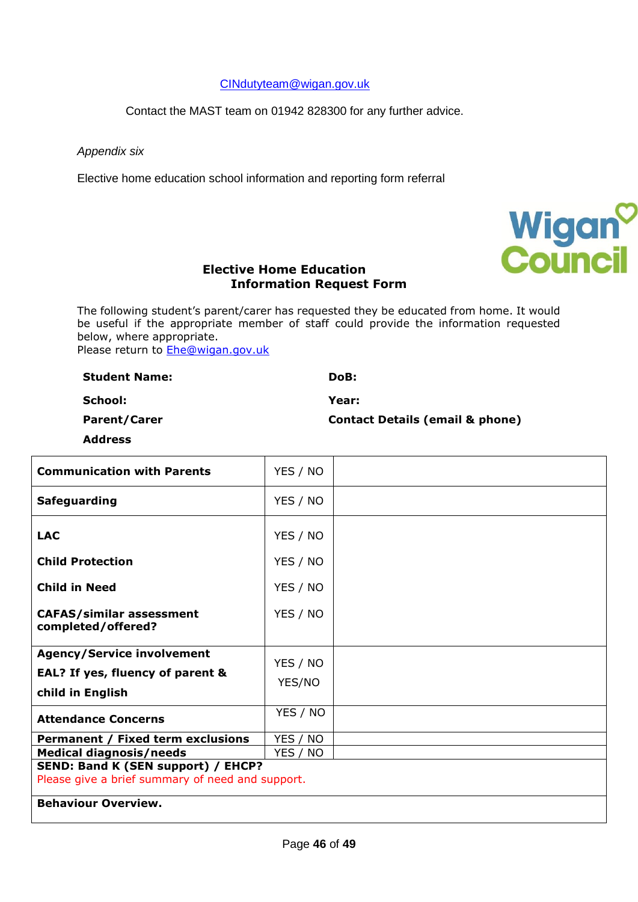CINdutyteam@wigan.gov.uk

Contact the MAST team on 01942 828300 for any further advice.

*Appendix six*

Elective home education school information and reporting form referral

## Elective Home Education Information Request Form

The following student's parent/carer has requested they be educated from home. It would be useful if the appropriate member of staff could provide the information requested below, where appropriate.
Please return to Ehe@wigan.gov.uk

| | |
|---|---|
| **Student Name:** | **DoB:** |
| **School:** | **Year:** |
| **Parent/Carer Address** | **Contact Details (email & phone)** |

| | | |
|---|---|---|
| **Communication with Parents** | YES / NO | |
| **Safeguarding** | YES / NO | |
| **LAC**<br>**Child Protection**<br>**Child in Need**<br>**CAFAS/similar assessment completed/offered?** | YES / NO<br>YES / NO<br>YES / NO<br>YES / NO | |
| **Agency/Service involvement**<br>**EAL? If yes, fluency of parent & child in English** | YES / NO<br>YES/NO | |
| **Attendance Concerns** | YES / NO | |
| **Permanent / Fixed term exclusions** | YES / NO | |
| **Medical diagnosis/needs** | YES / NO | |
| **SEND: Band K (SEN support) / EHCP?**<br>Please give a brief summary of need and support. | | |
| **Behaviour Overview.** | | |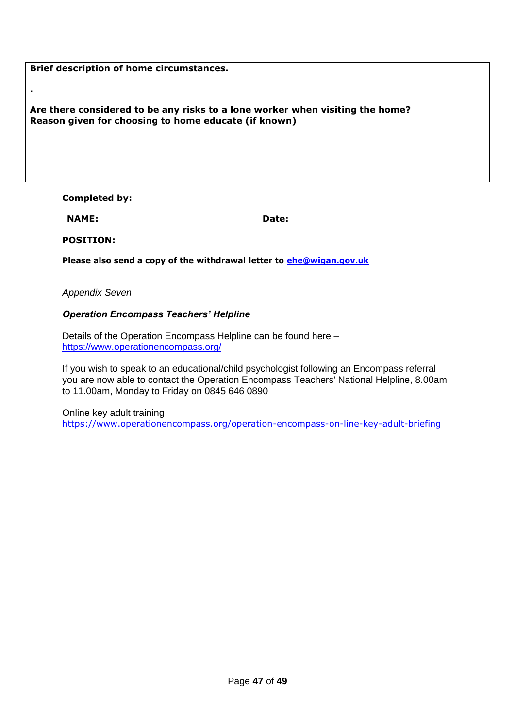| **Brief description of home circumstances.** |
| --- |
| . |
| **Are there considered to be any risks to a lone worker when visiting the home?** |
| **Reason given for choosing to home educate (if known)** |

**Completed by:**

**NAME:** **Date:**

**POSITION:**

**Please also send a copy of the withdrawal letter to [ehe@wigan.gov.uk](mailto:ehe@wigan.gov.uk)**

*Appendix Seven*

***Operation Encompass Teachers' Helpline***

Details of the Operation Encompass Helpline can be found here – [https://www.operationencompass.org/](https://www.operationencompass.org/)

If you wish to speak to an educational/child psychologist following an Encompass referral you are now able to contact the Operation Encompass Teachers' National Helpline, 8.00am to 11.00am, Monday to Friday on 0845 646 0890

Online key adult training
[https://www.operationencompass.org/operation-encompass-on-line-key-adult-briefing](https://www.operationencompass.org/operation-encompass-on-line-key-adult-briefing)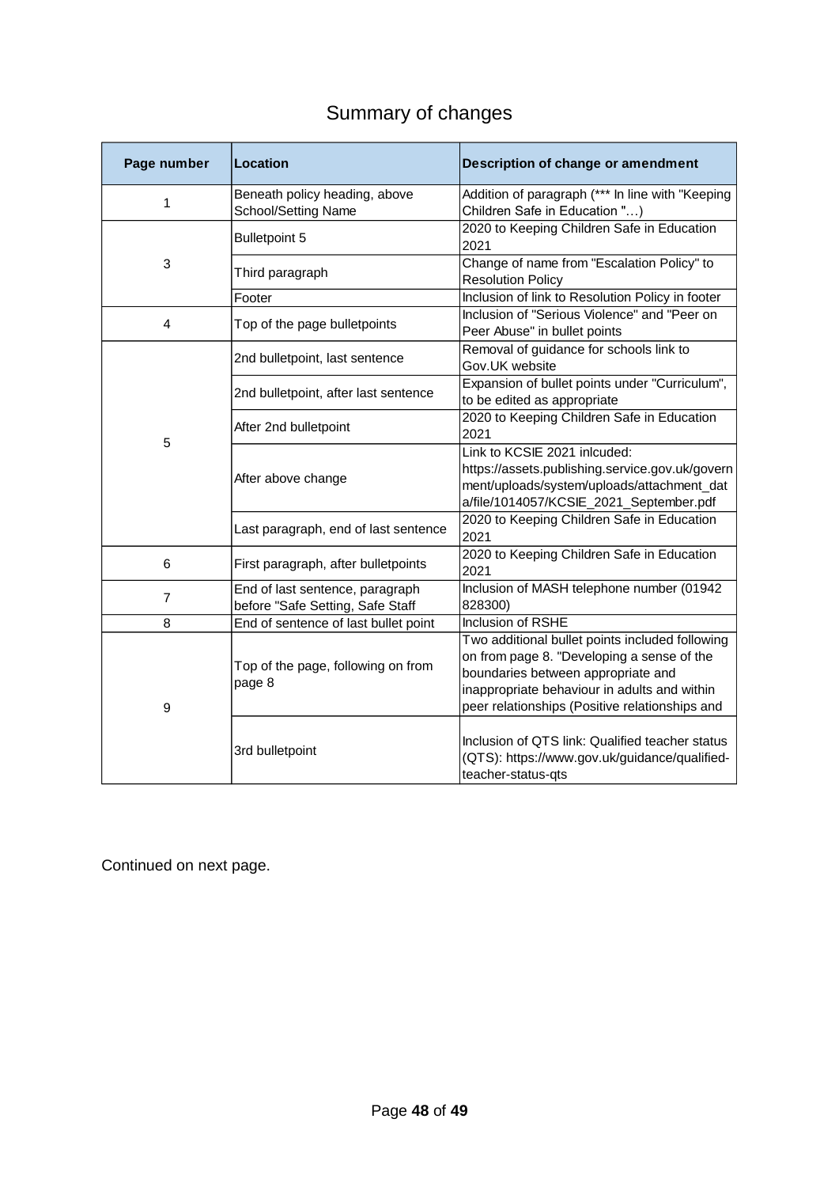# Summary of changes

| Page number | Location | Description of change or amendment |
|---|---|---|
| 1 | Beneath policy heading, above School/Setting Name | Addition of paragraph (*** In line with "Keeping Children Safe in Education "…) |
| 3 | Bulletpoint 5 | 2020 to Keeping Children Safe in Education 2021 |
| | Third paragraph | Change of name from "Escalation Policy" to Resolution Policy |
| | Footer | Inclusion of link to Resolution Policy in footer |
| 4 | Top of the page bulletpoints | Inclusion of "Serious Violence" and "Peer on Peer Abuse" in bullet points |
| 5 | 2nd bulletpoint, last sentence | Removal of guidance for schools link to Gov.UK website |
| | 2nd bulletpoint, after last sentence | Expansion of bullet points under "Curriculum", to be edited as appropriate |
| | After 2nd bulletpoint | 2020 to Keeping Children Safe in Education 2021 |
| | After above change | Link to KCSIE 2021 inlcuded: https://assets.publishing.service.gov.uk/government/uploads/system/uploads/attachment_data/file/1014057/KCSIE_2021_September.pdf |
| | Last paragraph, end of last sentence | 2020 to Keeping Children Safe in Education 2021 |
| 6 | First paragraph, after bulletpoints | 2020 to Keeping Children Safe in Education 2021 |
| 7 | End of last sentence, paragraph before "Safe Setting, Safe Staff | Inclusion of MASH telephone number (01942 828300) |
| 8 | End of sentence of last bullet point | Inclusion of RSHE |
| 9 | Top of the page, following on from page 8 | Two additional bullet points included following on from page 8. "Developing a sense of the boundaries between appropriate and inappropriate behaviour in adults and within peer relationships (Positive relationships and |
| | 3rd bulletpoint | Inclusion of QTS link: Qualified teacher status (QTS): https://www.gov.uk/guidance/qualified-teacher-status-qts |

Continued on next page.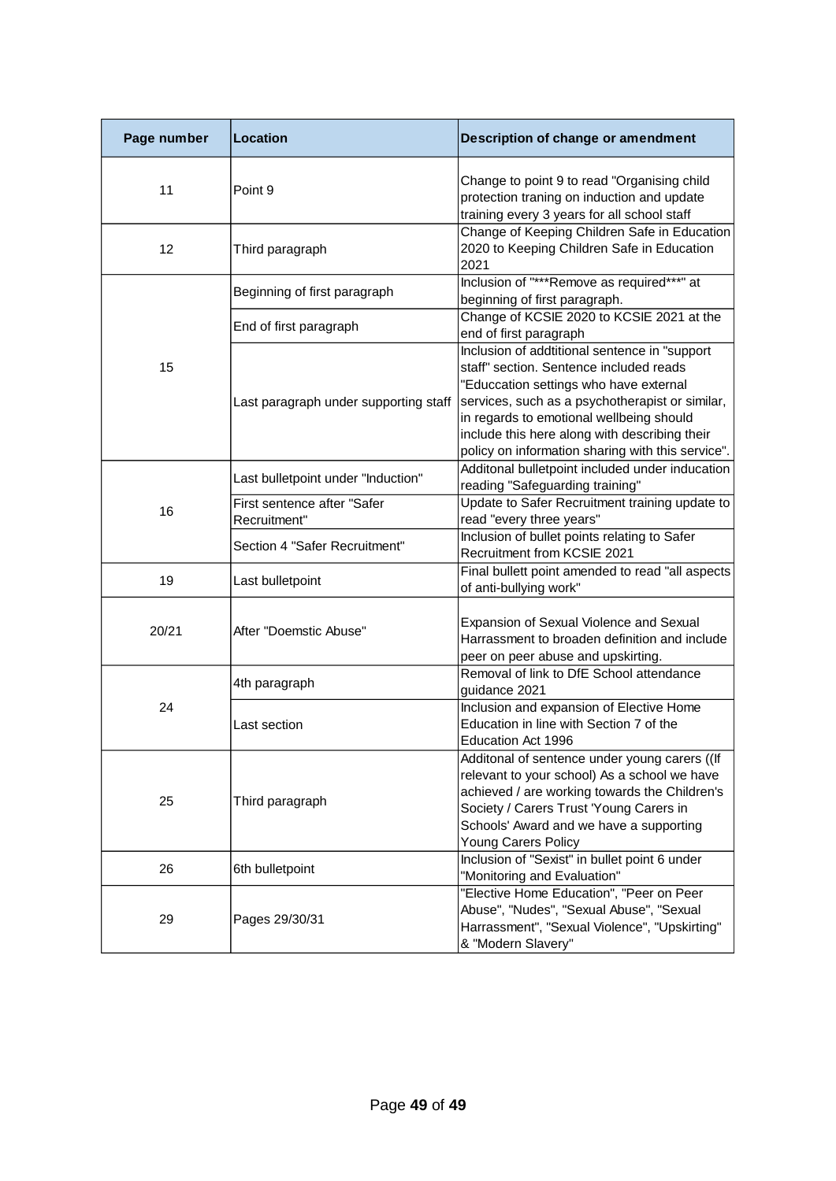| Page number | Location | Description of change or amendment |
|---|---|---|
| 11 | Point 9 | Change to point 9 to read "Organising child protection traning on induction and update training every 3 years for all school staff |
| 12 | Third paragraph | Change of Keeping Children Safe in Education 2020 to Keeping Children Safe in Education 2021 |
| 15 | Beginning of first paragraph | Inclusion of "***Remove as required***" at beginning of first paragraph. |
| | End of first paragraph | Change of KCSIE 2020 to KCSIE 2021 at the end of first paragraph |
| | Last paragraph under supporting staff | Inclusion of addtitional sentence in "support staff" section. Sentence included reads "Educcation settings who have external services, such as a psychotherapist or similar, in regards to emotional wellbeing should include this here along with describing their policy on information sharing with this service". |
| 16 | Last bulletpoint under "Induction" | Additonal bulletpoint included under inducation reading "Safeguarding training" |
| | First sentence after "Safer Recruitment" | Update to Safer Recruitment training update to read "every three years" |
| | Section 4 "Safer Recruitment" | Inclusion of bullet points relating to Safer Recruitment from KCSIE 2021 |
| 19 | Last bulletpoint | Final bullett point amended to read "all aspects of anti-bullying work" |
| 20/21 | After "Doemstic Abuse" | Expansion of Sexual Violence and Sexual Harrassment to broaden definition and include peer on peer abuse and upskirting. |
| 24 | 4th paragraph | Removal of link to DfE School attendance guidance 2021 |
| | Last section | Inclusion and expansion of Elective Home Education in line with Section 7 of the Education Act 1996 |
| 25 | Third paragraph | Additonal of sentence under young carers ((If relevant to your school) As a school we have achieved / are working towards the Children's Society / Carers Trust 'Young Carers in Schools' Award and we have a supporting Young Carers Policy |
| 26 | 6th bulletpoint | Inclusion of "Sexist" in bullet point 6 under "Monitoring and Evaluation" |
| 29 | Pages 29/30/31 | "Elective Home Education", "Peer on Peer Abuse", "Nudes", "Sexual Abuse", "Sexual Harrassment", "Sexual Violence", "Upskirting" & "Modern Slavery" |